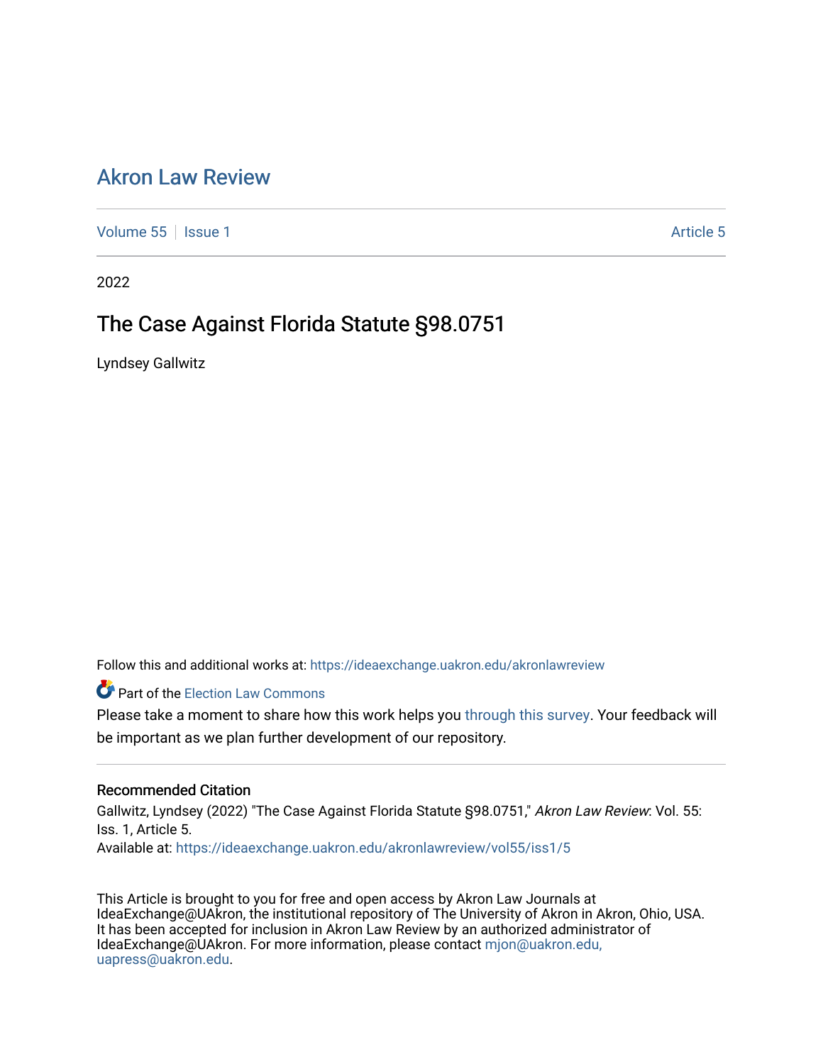# Akron Law Review

Volume 55 | Issue 1 | Article 5

2022

## The Case Against Florida Statute §98.0751

Lyndsey Gallwitz

Follow this and additional works at: https://ideaexchange.uakron.edu/akronlawreview

Part of the Election Law Commons

Please take a moment to share how this work helps you through this survey. Your feedback will be important as we plan further development of our repository.

### Recommended Citation

Gallwitz, Lyndsey (2022) "The Case Against Florida Statute §98.0751," *Akron Law Review*: Vol. 55: Iss. 1, Article 5.
Available at: https://ideaexchange.uakron.edu/akronlawreview/vol55/iss1/5

This Article is brought to you for free and open access by Akron Law Journals at IdeaExchange@UAkron, the institutional repository of The University of Akron in Akron, Ohio, USA. It has been accepted for inclusion in Akron Law Review by an authorized administrator of IdeaExchange@UAkron. For more information, please contact mjon@uakron.edu, uapress@uakron.edu.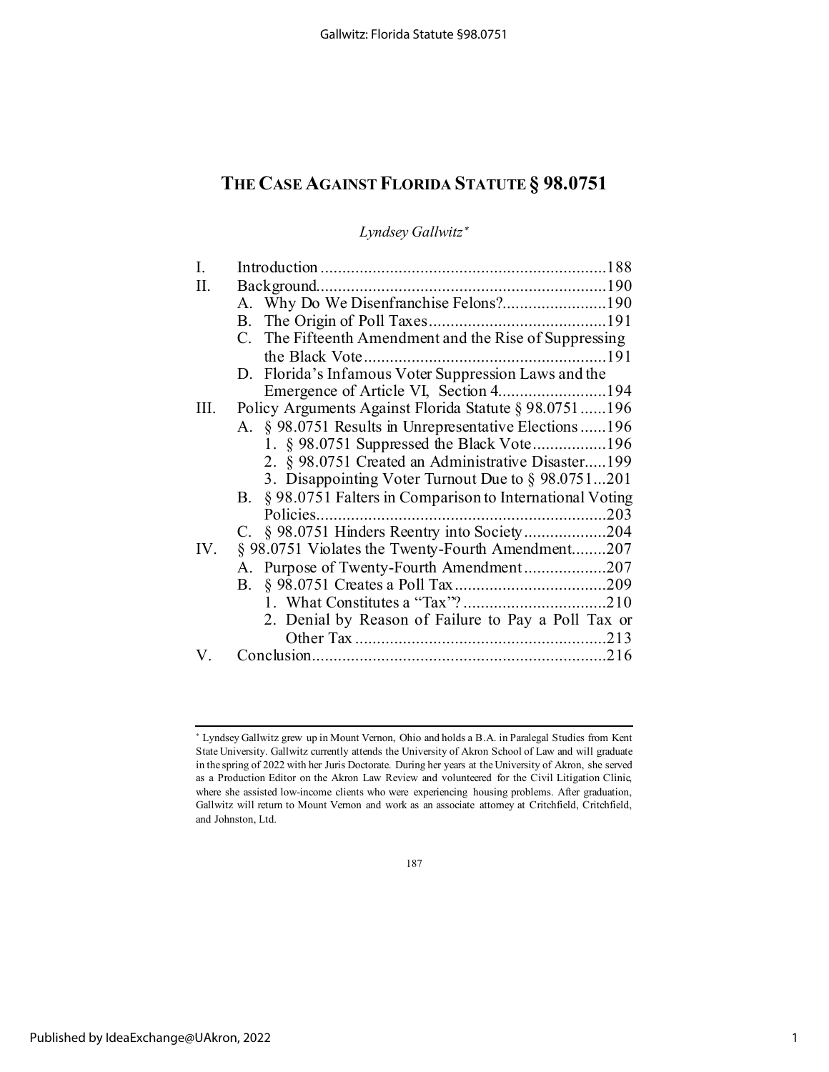# THE CASE AGAINST FLORIDA STATUTE § 98.0751

*Lyndsey Gallwitz*[*]

I. Introduction ............................................................... 188
II. Background................................................................ 190
  A. Why Do We Disenfranchise Felons?........................ 190
  B. The Origin of Poll Taxes......................................... 191
  C. The Fifteenth Amendment and the Rise of Suppressing the Black Vote........................................................ 191
  D. Florida's Infamous Voter Suppression Laws and the Emergence of Article VI, Section 4......................... 194
III. Policy Arguments Against Florida Statute § 98.0751...... 196
  A. § 98.0751 Results in Unrepresentative Elections...... 196
    1. § 98.0751 Suppressed the Black Vote................. 196
    2. § 98.0751 Created an Administrative Disaster..... 199
    3. Disappointing Voter Turnout Due to § 98.0751... 201
  B. § 98.0751 Falters in Comparison to International Voting Policies.................................................................. 203
  C. § 98.0751 Hinders Reentry into Society................... 204
IV. § 98.0751 Violates the Twenty-Fourth Amendment........ 207
  A. Purpose of Twenty-Fourth Amendment.................. 207
  B. § 98.0751 Creates a Poll Tax.................................. 209
    1. What Constitutes a "Tax"?................................. 210
    2. Denial by Reason of Failure to Pay a Poll Tax or Other Tax ......................................................... 213
V. Conclusion.................................................................. 216

---

[*] Lyndsey Gallwitz grew up in Mount Vernon, Ohio and holds a B.A. in Paralegal Studies from Kent State University. Gallwitz currently attends the University of Akron School of Law and will graduate in the spring of 2022 with her Juris Doctorate. During her years at the University of Akron, she served as a Production Editor on the Akron Law Review and volunteered for the Civil Litigation Clinic, where she assisted low-income clients who were experiencing housing problems. After graduation, Gallwitz will return to Mount Vernon and work as an associate attorney at Critchfield, Critchfield, and Johnston, Ltd.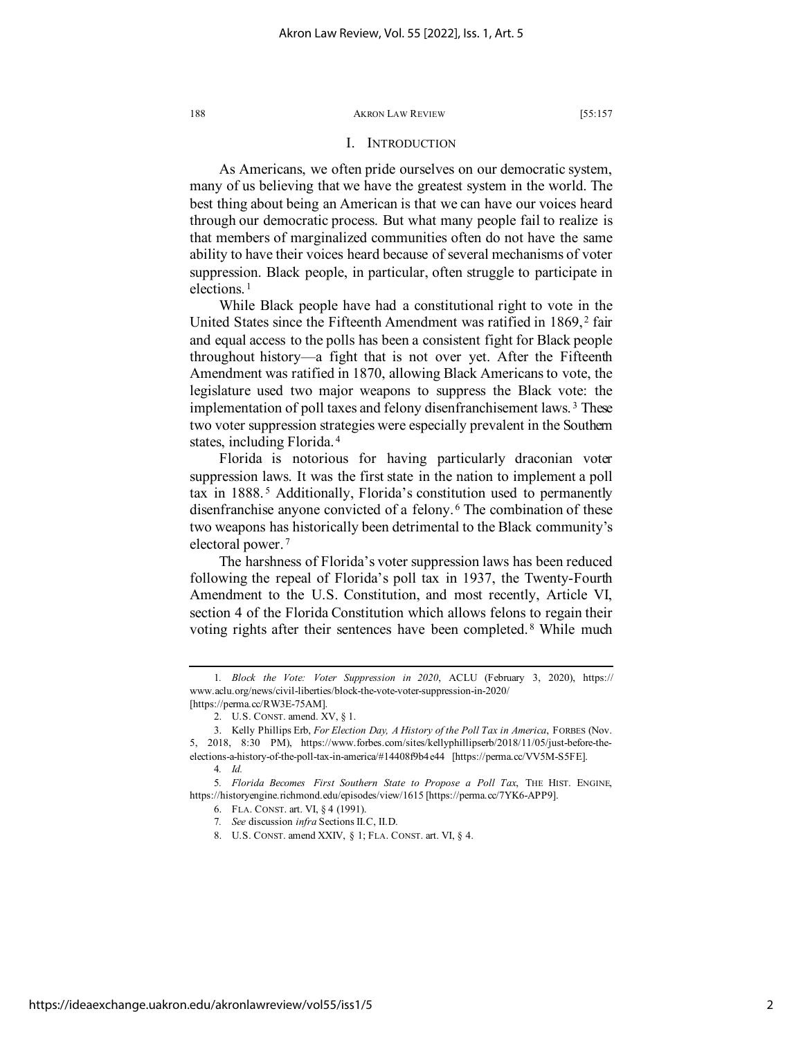## I. INTRODUCTION

As Americans, we often pride ourselves on our democratic system, many of us believing that we have the greatest system in the world. The best thing about being an American is that we can have our voices heard through our democratic process. But what many people fail to realize is that members of marginalized communities often do not have the same ability to have their voices heard because of several mechanisms of voter suppression. Black people, in particular, often struggle to participate in elections.[1]

While Black people have had a constitutional right to vote in the United States since the Fifteenth Amendment was ratified in 1869,[2] fair and equal access to the polls has been a consistent fight for Black people throughout history—a fight that is not over yet. After the Fifteenth Amendment was ratified in 1870, allowing Black Americans to vote, the legislature used two major weapons to suppress the Black vote: the implementation of poll taxes and felony disenfranchisement laws.[3] These two voter suppression strategies were especially prevalent in the Southern states, including Florida.[4]

Florida is notorious for having particularly draconian voter suppression laws. It was the first state in the nation to implement a poll tax in 1888.[5] Additionally, Florida's constitution used to permanently disenfranchise anyone convicted of a felony.[6] The combination of these two weapons has historically been detrimental to the Black community's electoral power.[7]

The harshness of Florida's voter suppression laws has been reduced following the repeal of Florida's poll tax in 1937, the Twenty-Fourth Amendment to the U.S. Constitution, and most recently, Article VI, section 4 of the Florida Constitution which allows felons to regain their voting rights after their sentences have been completed.[8] While much

---

1. *Block the Vote: Voter Suppression in 2020*, ACLU (February 3, 2020), https://www.aclu.org/news/civil-liberties/block-the-vote-voter-suppression-in-2020/ [https://perma.cc/RW3E-75AM].

2. U.S. CONST. amend. XV, § 1.

3. Kelly Phillips Erb, *For Election Day, A History of the Poll Tax in America*, FORBES (Nov. 5, 2018, 8:30 PM), https://www.forbes.com/sites/kellyphillipserb/2018/11/05/just-before-the-elections-a-history-of-the-poll-tax-in-america/#14408f9b4e44 [https://perma.cc/VV5M-S5FE].

4. *Id.*

5. *Florida Becomes First Southern State to Propose a Poll Tax*, THE HIST. ENGINE, https://historyengine.richmond.edu/episodes/view/1615 [https://perma.cc/7YK6-APP9].

6. FLA. CONST. art. VI, § 4 (1991).

7. *See* discussion *infra* Sections II.C, II.D.

8. U.S. CONST. amend XXIV, § 1; FLA. CONST. art. VI, § 4.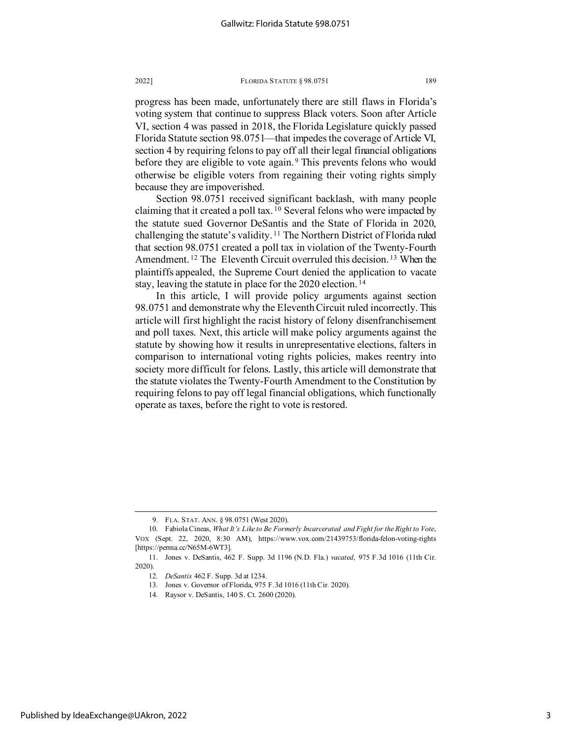progress has been made, unfortunately there are still flaws in Florida's voting system that continue to suppress Black voters. Soon after Article VI, section 4 was passed in 2018, the Florida Legislature quickly passed Florida Statute section 98.0751—that impedes the coverage of Article VI, section 4 by requiring felons to pay off all their legal financial obligations before they are eligible to vote again.[9] This prevents felons who would otherwise be eligible voters from regaining their voting rights simply because they are impoverished.

Section 98.0751 received significant backlash, with many people claiming that it created a poll tax.[10] Several felons who were impacted by the statute sued Governor DeSantis and the State of Florida in 2020, challenging the statute's validity.[11] The Northern District of Florida ruled that section 98.0751 created a poll tax in violation of the Twenty-Fourth Amendment.[12] The Eleventh Circuit overruled this decision.[13] When the plaintiffs appealed, the Supreme Court denied the application to vacate stay, leaving the statute in place for the 2020 election.[14]

In this article, I will provide policy arguments against section 98.0751 and demonstrate why the Eleventh Circuit ruled incorrectly. This article will first highlight the racist history of felony disenfranchisement and poll taxes. Next, this article will make policy arguments against the statute by showing how it results in unrepresentative elections, falters in comparison to international voting rights policies, makes reentry into society more difficult for felons. Lastly, this article will demonstrate that the statute violates the Twenty-Fourth Amendment to the Constitution by requiring felons to pay off legal financial obligations, which functionally operate as taxes, before the right to vote is restored.

---

9. FLA. STAT. ANN. § 98.0751 (West 2020).

10. Fabiola Cineas, *What It's Like to Be Formerly Incarcerated and Fight for the Right to Vote*, VOX (Sept. 22, 2020, 8:30 AM), https://www.vox.com/21439753/florida-felon-voting-rights [https://perma.cc/N65M-6WT3].

11. Jones v. DeSantis, 462 F. Supp. 3d 1196 (N.D. Fla.) *vacated*, 975 F.3d 1016 (11th Cir. 2020).

12. *DeSantis* 462 F. Supp. 3d at 1234.

13. Jones v. Governor of Florida, 975 F.3d 1016 (11th Cir. 2020).

14. Raysor v. DeSantis, 140 S. Ct. 2600 (2020).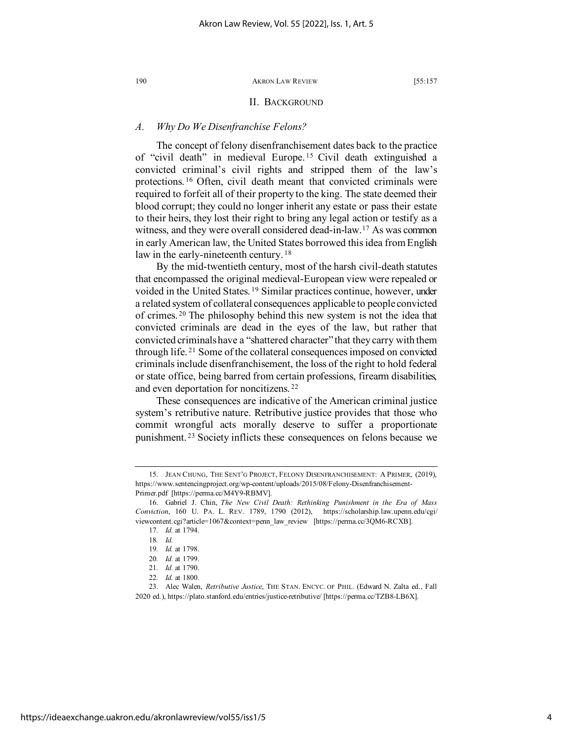## II. Background

### *A. Why Do We Disenfranchise Felons?*

The concept of felony disenfranchisement dates back to the practice of "civil death" in medieval Europe.[15] Civil death extinguished a convicted criminal's civil rights and stripped them of the law's protections.[16] Often, civil death meant that convicted criminals were required to forfeit all of their property to the king. The state deemed their blood corrupt; they could no longer inherit any estate or pass their estate to their heirs, they lost their right to bring any legal action or testify as a witness, and they were overall considered dead-in-law.[17] As was common in early American law, the United States borrowed this idea from English law in the early-nineteenth century.[18]

By the mid-twentieth century, most of the harsh civil-death statutes that encompassed the original medieval-European view were repealed or voided in the United States.[19] Similar practices continue, however, under a related system of collateral consequences applicable to people convicted of crimes.[20] The philosophy behind this new system is not the idea that convicted criminals are dead in the eyes of the law, but rather that convicted criminals have a "shattered character" that they carry with them through life.[21] Some of the collateral consequences imposed on convicted criminals include disenfranchisement, the loss of the right to hold federal or state office, being barred from certain professions, firearm disabilities, and even deportation for noncitizens.[22]

These consequences are indicative of the American criminal justice system's retributive nature. Retributive justice provides that those who commit wrongful acts morally deserve to suffer a proportionate punishment.[23] Society inflicts these consequences on felons because we

---

15. JEAN CHUNG, THE SENT'G PROJECT, FELONY DISENFRANCHISEMENT: A PRIMER, (2019), https://www.sentencingproject.org/wp-content/uploads/2015/08/Felony-Disenfranchisement-Primer.pdf [https://perma.cc/M4Y9-RBMV].

16. Gabriel J. Chin, *The New Civil Death: Rethinking Punishment in the Era of Mass Conviction*, 160 U. PA. L. REV. 1789, 1790 (2012), https://scholarship.law.upenn.edu/cgi/viewcontent.cgi?article=1067&context=penn_law_review [https://perma.cc/3QM6-RCXB].

17. *Id.* at 1794.

18. *Id.*

19. *Id.* at 1798.

20. *Id.* at 1799.

21. *Id.* at 1790.

22. *Id.* at 1800.

23. Alec Walen, *Retributive Justice*, THE STAN. ENCYC. OF PHIL. (Edward N. Zalta ed., Fall 2020 ed.), https://plato.stanford.edu/entries/justice-retributive/ [https://perma.cc/TZB8-LB6X].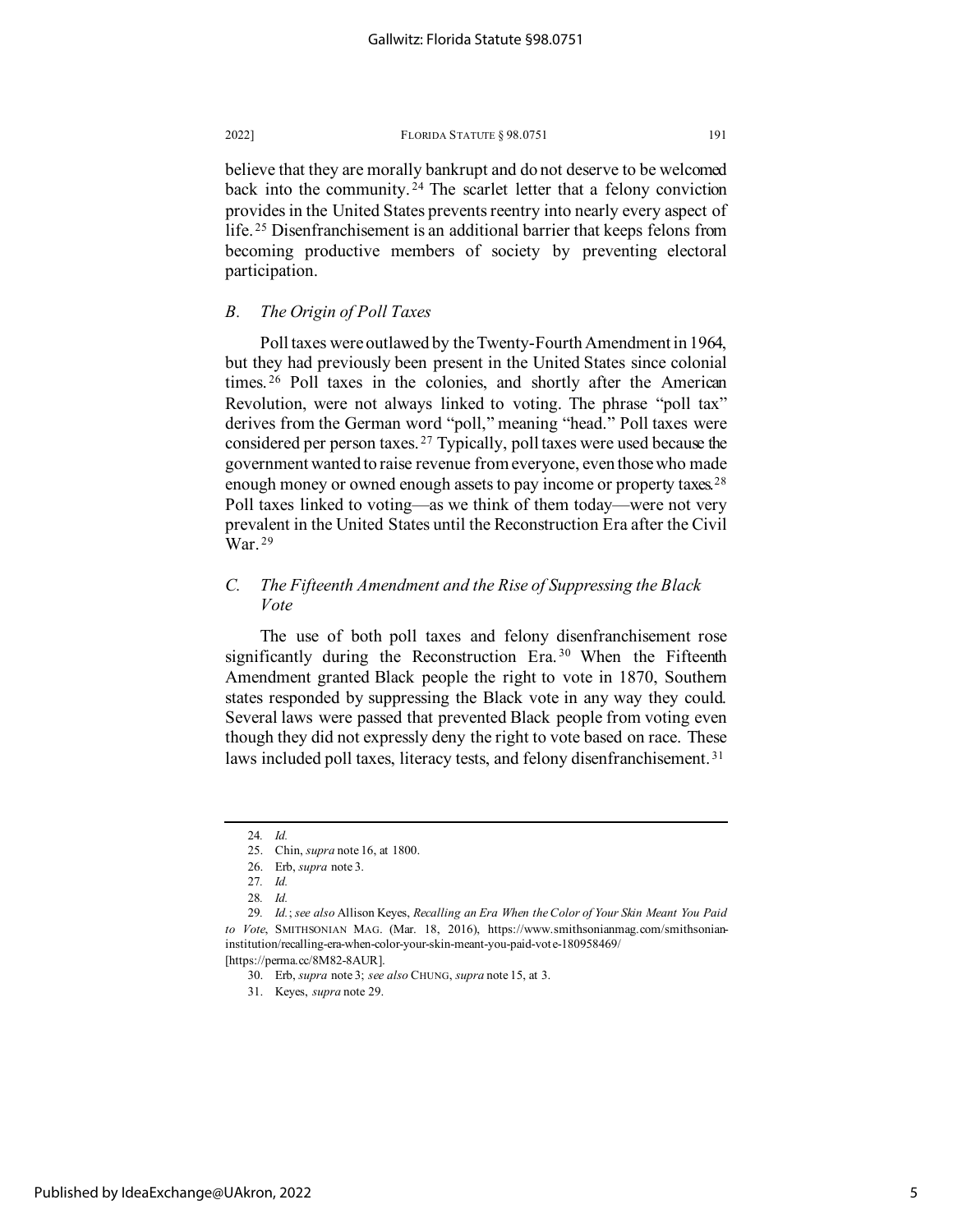believe that they are morally bankrupt and do not deserve to be welcomed back into the community.[24] The scarlet letter that a felony conviction provides in the United States prevents reentry into nearly every aspect of life.[25] Disenfranchisement is an additional barrier that keeps felons from becoming productive members of society by preventing electoral participation.

### *B. The Origin of Poll Taxes*

Poll taxes were outlawed by the Twenty-Fourth Amendment in 1964, but they had previously been present in the United States since colonial times.[26] Poll taxes in the colonies, and shortly after the American Revolution, were not always linked to voting. The phrase "poll tax" derives from the German word "poll," meaning "head." Poll taxes were considered per person taxes.[27] Typically, poll taxes were used because the government wanted to raise revenue from everyone, even those who made enough money or owned enough assets to pay income or property taxes.[28] Poll taxes linked to voting—as we think of them today—were not very prevalent in the United States until the Reconstruction Era after the Civil War.[29]

### *C. The Fifteenth Amendment and the Rise of Suppressing the Black Vote*

The use of both poll taxes and felony disenfranchisement rose significantly during the Reconstruction Era.[30] When the Fifteenth Amendment granted Black people the right to vote in 1870, Southern states responded by suppressing the Black vote in any way they could. Several laws were passed that prevented Black people from voting even though they did not expressly deny the right to vote based on race. These laws included poll taxes, literacy tests, and felony disenfranchisement.[31]

---

24. *Id.*
25. Chin, *supra* note 16, at 1800.
26. Erb, *supra* note 3.
27. *Id.*
28. *Id.*
29. *Id.*; *see also* Allison Keyes, *Recalling an Era When the Color of Your Skin Meant You Paid to Vote*, SMITHSONIAN MAG. (Mar. 18, 2016), https://www.smithsonianmag.com/smithsonian-institution/recalling-era-when-color-your-skin-meant-you-paid-vote-180958469/ [https://perma.cc/8M82-8AUR].
30. Erb, *supra* note 3; *see also* CHUNG, *supra* note 15, at 3.
31. Keyes, *supra* note 29.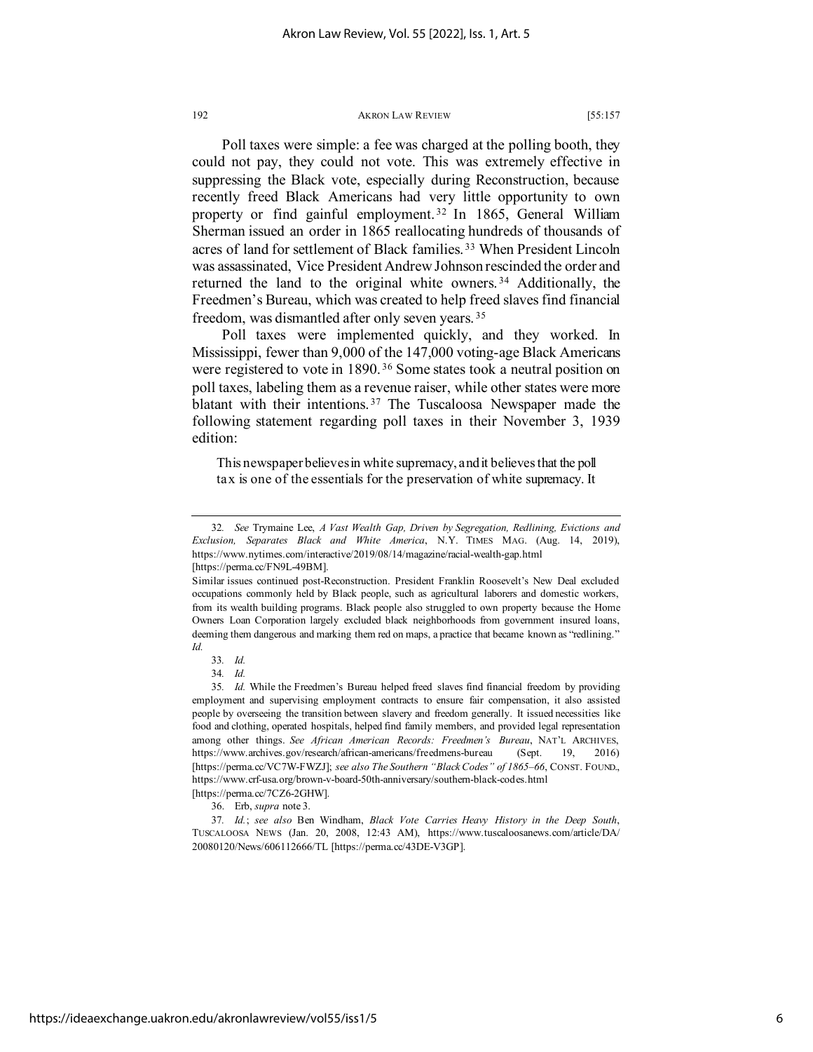Poll taxes were simple: a fee was charged at the polling booth, they could not pay, they could not vote. This was extremely effective in suppressing the Black vote, especially during Reconstruction, because recently freed Black Americans had very little opportunity to own property or find gainful employment.[32] In 1865, General William Sherman issued an order in 1865 reallocating hundreds of thousands of acres of land for settlement of Black families.[33] When President Lincoln was assassinated, Vice President Andrew Johnson rescinded the order and returned the land to the original white owners.[34] Additionally, the Freedmen's Bureau, which was created to help freed slaves find financial freedom, was dismantled after only seven years.[35]

Poll taxes were implemented quickly, and they worked. In Mississippi, fewer than 9,000 of the 147,000 voting-age Black Americans were registered to vote in 1890.[36] Some states took a neutral position on poll taxes, labeling them as a revenue raiser, while other states were more blatant with their intentions.[37] The Tuscaloosa Newspaper made the following statement regarding poll taxes in their November 3, 1939 edition:

> This newspaper believes in white supremacy, and it believes that the poll tax is one of the essentials for the preservation of white supremacy. It

---

32. *See* Trymaine Lee, *A Vast Wealth Gap, Driven by Segregation, Redlining, Evictions and Exclusion, Separates Black and White America*, N.Y. TIMES MAG. (Aug. 14, 2019), https://www.nytimes.com/interactive/2019/08/14/magazine/racial-wealth-gap.html [https://perma.cc/FN9L-49BM].

Similar issues continued post-Reconstruction. President Franklin Roosevelt's New Deal excluded occupations commonly held by Black people, such as agricultural laborers and domestic workers, from its wealth building programs. Black people also struggled to own property because the Home Owners Loan Corporation largely excluded black neighborhoods from government insured loans, deeming them dangerous and marking them red on maps, a practice that became known as "redlining." *Id.*

33. *Id.*

34. *Id.*

35. *Id.* While the Freedmen's Bureau helped freed slaves find financial freedom by providing employment and supervising employment contracts to ensure fair compensation, it also assisted people by overseeing the transition between slavery and freedom generally. It issued necessities like food and clothing, operated hospitals, helped find family members, and provided legal representation among other things. *See African American Records: Freedmen's Bureau*, NAT'L ARCHIVES, https://www.archives.gov/research/african-americans/freedmens-bureau (Sept. 19, 2016) [https://perma.cc/VC7W-FWZJ]; *see also The Southern "Black Codes" of 1865–66*, CONST. FOUND., https://www.crf-usa.org/brown-v-board-50th-anniversary/southern-black-codes.html [https://perma.cc/7CZ6-2GHW].

36. Erb, *supra* note 3.

37. *Id.*; *see also* Ben Windham, *Black Vote Carries Heavy History in the Deep South*, TUSCALOOSA NEWS (Jan. 20, 2008, 12:43 AM), https://www.tuscaloosanews.com/article/DA/20080120/News/606112666/TL [https://perma.cc/43DE-V3GP].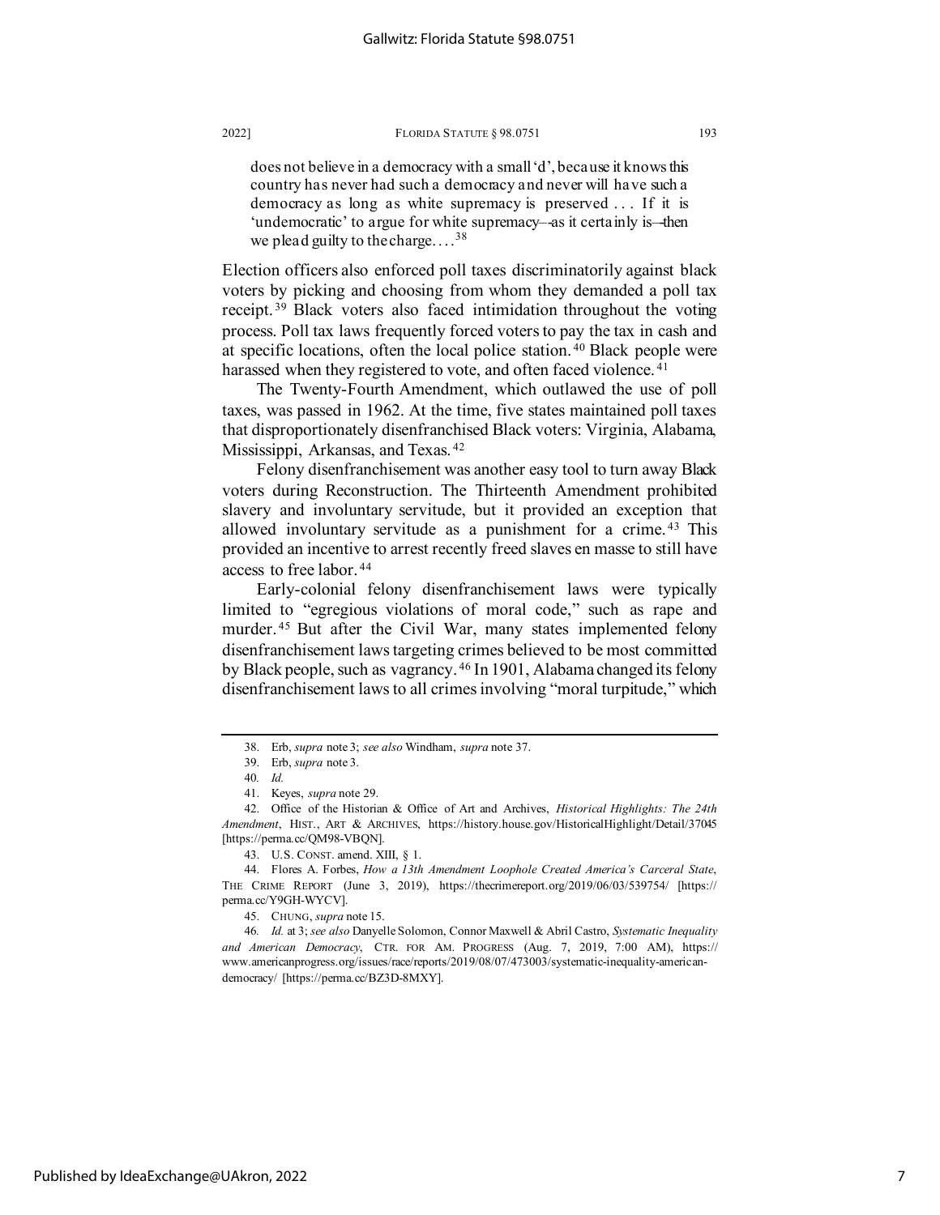> does not believe in a democracy with a small 'd', because it knows this country has never had such a democracy and never will have such a democracy as long as white supremacy is preserved . . . If it is 'undemocratic' to argue for white supremacy—as it certainly is—then we plead guilty to the charge. . . .[38]

Election officers also enforced poll taxes discriminatorily against black voters by picking and choosing from whom they demanded a poll tax receipt.[39] Black voters also faced intimidation throughout the voting process. Poll tax laws frequently forced voters to pay the tax in cash and at specific locations, often the local police station.[40] Black people were harassed when they registered to vote, and often faced violence.[41]

The Twenty-Fourth Amendment, which outlawed the use of poll taxes, was passed in 1962. At the time, five states maintained poll taxes that disproportionately disenfranchised Black voters: Virginia, Alabama, Mississippi, Arkansas, and Texas.[42]

Felony disenfranchisement was another easy tool to turn away Black voters during Reconstruction. The Thirteenth Amendment prohibited slavery and involuntary servitude, but it provided an exception that allowed involuntary servitude as a punishment for a crime.[43] This provided an incentive to arrest recently freed slaves en masse to still have access to free labor.[44]

Early-colonial felony disenfranchisement laws were typically limited to "egregious violations of moral code," such as rape and murder.[45] But after the Civil War, many states implemented felony disenfranchisement laws targeting crimes believed to be most committed by Black people, such as vagrancy.[46] In 1901, Alabama changed its felony disenfranchisement laws to all crimes involving "moral turpitude," which

---

38. Erb, *supra* note 3; *see also* Windham, *supra* note 37.

39. Erb, *supra* note 3.

40. *Id.*

41. Keyes, *supra* note 29.

42. Office of the Historian & Office of Art and Archives, *Historical Highlights: The 24th Amendment*, HIST., ART & ARCHIVES, https://history.house.gov/HistoricalHighlight/Detail/37045 [https://perma.cc/QM98-VBQN].

43. U.S. CONST. amend. XIII, § 1.

44. Flores A. Forbes, *How a 13th Amendment Loophole Created America's Carceral State*, THE CRIME REPORT (June 3, 2019), https://thecrimereport.org/2019/06/03/539754/ [https://perma.cc/Y9GH-WYCV].

45. CHUNG, *supra* note 15.

46. *Id.* at 3; *see also* Danyelle Solomon, Connor Maxwell & Abril Castro, *Systematic Inequality and American Democracy*, CTR. FOR AM. PROGRESS (Aug. 7, 2019, 7:00 AM), https://www.americanprogress.org/issues/race/reports/2019/08/07/473003/systematic-inequality-american-democracy/ [https://perma.cc/BZ3D-8MXY].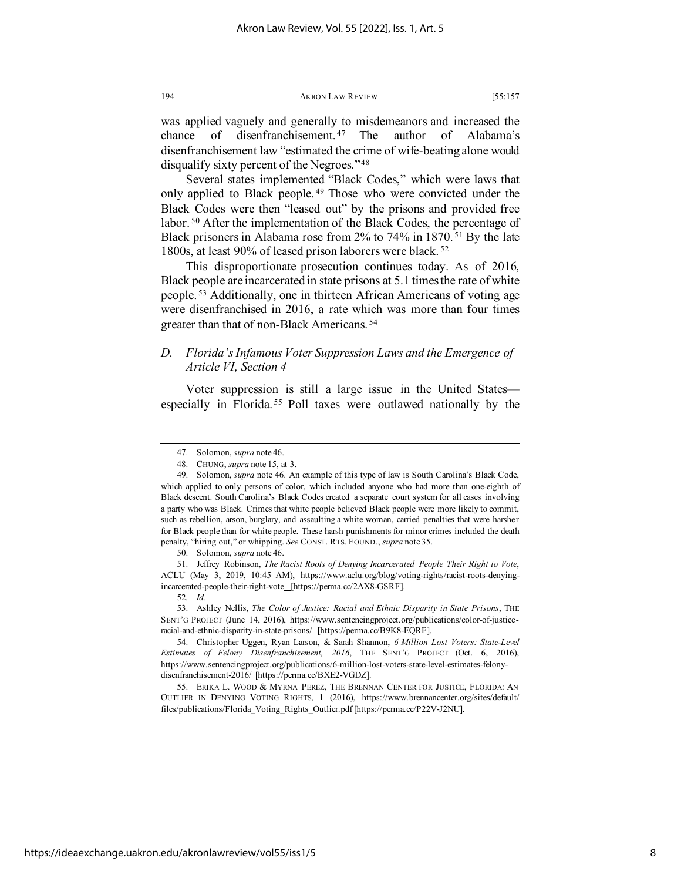was applied vaguely and generally to misdemeanors and increased the chance of disenfranchisement.[47] The author of Alabama's disenfranchisement law "estimated the crime of wife-beating alone would disqualify sixty percent of the Negroes."[48]

Several states implemented "Black Codes," which were laws that only applied to Black people.[49] Those who were convicted under the Black Codes were then "leased out" by the prisons and provided free labor.[50] After the implementation of the Black Codes, the percentage of Black prisoners in Alabama rose from 2% to 74% in 1870.[51] By the late 1800s, at least 90% of leased prison laborers were black.[52]

This disproportionate prosecution continues today. As of 2016, Black people are incarcerated in state prisons at 5.1 times the rate of white people.[53] Additionally, one in thirteen African Americans of voting age were disenfranchised in 2016, a rate which was more than four times greater than that of non-Black Americans.[54]

### *D. Florida's Infamous Voter Suppression Laws and the Emergence of Article VI, Section 4*

Voter suppression is still a large issue in the United States—especially in Florida.[55] Poll taxes were outlawed nationally by the

---

47. Solomon, *supra* note 46.

48. CHUNG, *supra* note 15, at 3.

49. Solomon, *supra* note 46. An example of this type of law is South Carolina's Black Code, which applied to only persons of color, which included anyone who had more than one-eighth of Black descent. South Carolina's Black Codes created a separate court system for all cases involving a party who was Black. Crimes that white people believed Black people were more likely to commit, such as rebellion, arson, burglary, and assaulting a white woman, carried penalties that were harsher for Black people than for white people. These harsh punishments for minor crimes included the death penalty, "hiring out," or whipping. *See* CONST. RTS. FOUND., *supra* note 35.

50. Solomon, *supra* note 46.

51. Jeffrey Robinson, *The Racist Roots of Denying Incarcerated People Their Right to Vote*, ACLU (May 3, 2019, 10:45 AM), https://www.aclu.org/blog/voting-rights/racist-roots-denying-incarcerated-people-their-right-vote [https://perma.cc/2AX8-GSRF].

52. *Id.*

53. Ashley Nellis, *The Color of Justice: Racial and Ethnic Disparity in State Prisons*, THE SENT'G PROJECT (June 14, 2016), https://www.sentencingproject.org/publications/color-of-justice-racial-and-ethnic-disparity-in-state-prisons/ [https://perma.cc/B9K8-EQRF].

54. Christopher Uggen, Ryan Larson, & Sarah Shannon, *6 Million Lost Voters: State-Level Estimates of Felony Disenfranchisement, 2016*, THE SENT'G PROJECT (Oct. 6, 2016), https://www.sentencingproject.org/publications/6-million-lost-voters-state-level-estimates-felony-disenfranchisement-2016/ [https://perma.cc/BXE2-VGDZ].

55. ERIKA L. WOOD & MYRNA PEREZ, THE BRENNAN CENTER FOR JUSTICE, FLORIDA: AN OUTLIER IN DENYING VOTING RIGHTS, 1 (2016), https://www.brennancenter.org/sites/default/files/publications/Florida_Voting_Rights_Outlier.pdf [https://perma.cc/P22V-J2NU].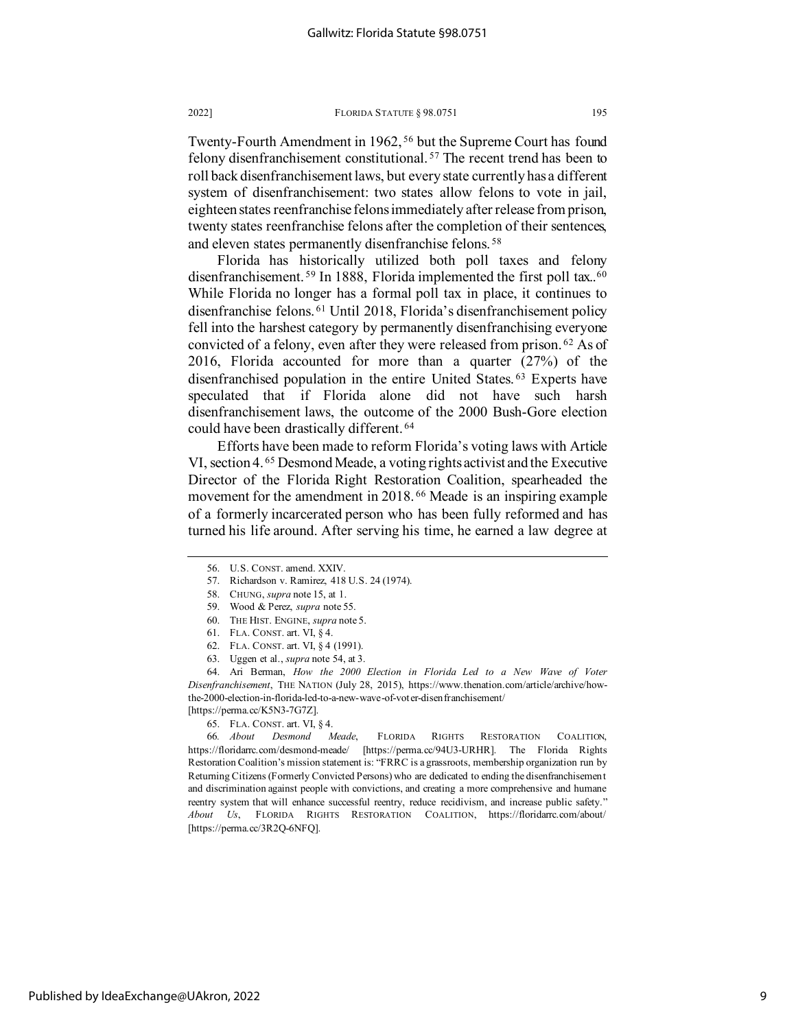Twenty-Fourth Amendment in 1962,[56] but the Supreme Court has found felony disenfranchisement constitutional.[57] The recent trend has been to roll back disenfranchisement laws, but every state currently has a different system of disenfranchisement: two states allow felons to vote in jail, eighteen states reenfranchise felons immediately after release from prison, twenty states reenfranchise felons after the completion of their sentences, and eleven states permanently disenfranchise felons.[58]

Florida has historically utilized both poll taxes and felony disenfranchisement.[59] In 1888, Florida implemented the first poll tax..[60] While Florida no longer has a formal poll tax in place, it continues to disenfranchise felons.[61] Until 2018, Florida's disenfranchisement policy fell into the harshest category by permanently disenfranchising everyone convicted of a felony, even after they were released from prison.[62] As of 2016, Florida accounted for more than a quarter (27%) of the disenfranchised population in the entire United States.[63] Experts have speculated that if Florida alone did not have such harsh disenfranchisement laws, the outcome of the 2000 Bush-Gore election could have been drastically different.[64]

Efforts have been made to reform Florida's voting laws with Article VI, section 4.[65] Desmond Meade, a voting rights activist and the Executive Director of the Florida Right Restoration Coalition, spearheaded the movement for the amendment in 2018.[66] Meade is an inspiring example of a formerly incarcerated person who has been fully reformed and has turned his life around. After serving his time, he earned a law degree at

---

56. U.S. CONST. amend. XXIV.

57. Richardson v. Ramirez, 418 U.S. 24 (1974).

58. CHUNG, *supra* note 15, at 1.

59. Wood & Perez, *supra* note 55.

60. THE HIST. ENGINE, *supra* note 5.

61. FLA. CONST. art. VI, § 4.

62. FLA. CONST. art. VI, § 4 (1991).

63. Uggen et al., *supra* note 54, at 3.

64. Ari Berman, *How the 2000 Election in Florida Led to a New Wave of Voter Disenfranchisement*, THE NATION (July 28, 2015), https://www.thenation.com/article/archive/how-the-2000-election-in-florida-led-to-a-new-wave-of-voter-disenfranchisement/ [https://perma.cc/K5N3-7G7Z].

65. FLA. CONST. art. VI, § 4.

66. *About Desmond Meade*, FLORIDA RIGHTS RESTORATION COALITION, https://floridarrc.com/desmond-meade/ [https://perma.cc/94U3-URHR]. The Florida Rights Restoration Coalition's mission statement is: "FRRC is a grassroots, membership organization run by Returning Citizens (Formerly Convicted Persons) who are dedicated to ending the disenfranchisement and discrimination against people with convictions, and creating a more comprehensive and humane reentry system that will enhance successful reentry, reduce recidivism, and increase public safety." *About Us*, FLORIDA RIGHTS RESTORATION COALITION, https://floridarrc.com/about/ [https://perma.cc/3R2Q-6NFQ].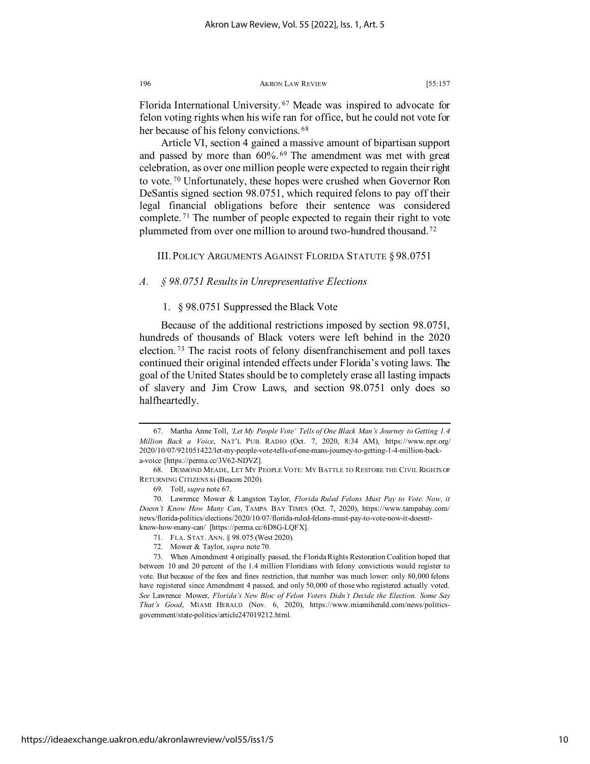Florida International University.[67] Meade was inspired to advocate for felon voting rights when his wife ran for office, but he could not vote for her because of his felony convictions.[68]

Article VI, section 4 gained a massive amount of bipartisan support and passed by more than 60%.[69] The amendment was met with great celebration, as over one million people were expected to regain their right to vote.[70] Unfortunately, these hopes were crushed when Governor Ron DeSantis signed section 98.0751, which required felons to pay off their legal financial obligations before their sentence was considered complete.[71] The number of people expected to regain their right to vote plummeted from over one million to around two-hundred thousand.[72]

## III. Policy Arguments Against Florida Statute § 98.0751

### *A. § 98.0751 Results in Unrepresentative Elections*

#### 1. § 98.0751 Suppressed the Black Vote

Because of the additional restrictions imposed by section 98.0751, hundreds of thousands of Black voters were left behind in the 2020 election.[73] The racist roots of felony disenfranchisement and poll taxes continued their original intended effects under Florida's voting laws. The goal of the United States should be to completely erase all lasting impacts of slavery and Jim Crow Laws, and section 98.0751 only does so halfheartedly.

---

67. Martha Anne Toll, *'Let My People Vote' Tells of One Black Man's Journey to Getting 1.4 Million Back a Voice*, NAT'L PUB. RADIO (Oct. 7, 2020, 8:34 AM), https://www.npr.org/2020/10/07/921051422/let-my-people-vote-tells-of-one-mans-journey-to-getting-1-4-million-back-a-voice [https://perma.cc/3V62-NDVZ].

68. DESMOND MEADE, LET MY PEOPLE VOTE: MY BATTLE TO RESTORE THE CIVIL RIGHTS OF RETURNING CITIZENS xi (Beacon 2020).

69. Toll, *supra* note 67.

70. Lawrence Mower & Langston Taylor, *Florida Ruled Felons Must Pay to Vote. Now, it Doesn't Know How Many Can*, TAMPA BAY TIMES (Oct. 7, 2020), https://www.tampabay.com/news/florida-politics/elections/2020/10/07/florida-ruled-felons-must-pay-to-vote-now-it-doesnt-know-how-many-can/ [https://perma.cc/6D8G-LQFX].

71. FLA. STAT. ANN. § 98.075 (West 2020).

72. Mower & Taylor, *supra* note 70.

73. When Amendment 4 originally passed, the Florida Rights Restoration Coalition hoped that between 10 and 20 percent of the 1.4 million Floridians with felony convictions would register to vote. But because of the fees and fines restriction, that number was much lower: only 80,000 felons have registered since Amendment 4 passed, and only 50,000 of those who registered actually voted. *See* Lawrence Mower, *Florida's New Bloc of Felon Voters Didn't Decide the Election. Some Say That's Good*, MIAMI HERALD (Nov. 6, 2020), https://www.miamiherald.com/news/politics-government/state-politics/article247019212.html.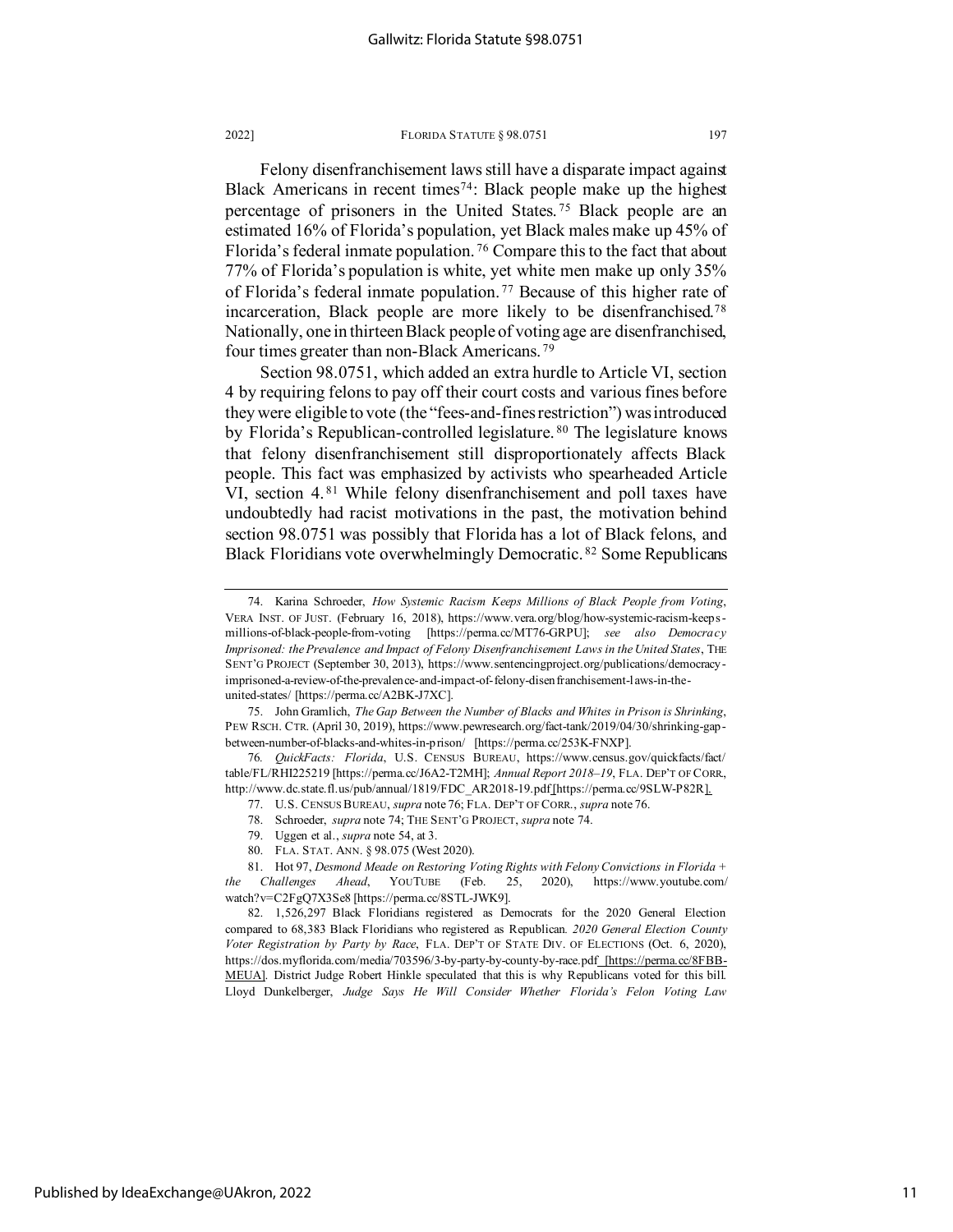Felony disenfranchisement laws still have a disparate impact against Black Americans in recent times[74]: Black people make up the highest percentage of prisoners in the United States.[75] Black people are an estimated 16% of Florida's population, yet Black males make up 45% of Florida's federal inmate population.[76] Compare this to the fact that about 77% of Florida's population is white, yet white men make up only 35% of Florida's federal inmate population.[77] Because of this higher rate of incarceration, Black people are more likely to be disenfranchised.[78] Nationally, one in thirteen Black people of voting age are disenfranchised, four times greater than non-Black Americans.[79]

Section 98.0751, which added an extra hurdle to Article VI, section 4 by requiring felons to pay off their court costs and various fines before they were eligible to vote (the "fees-and-fines restriction") was introduced by Florida's Republican-controlled legislature.[80] The legislature knows that felony disenfranchisement still disproportionately affects Black people. This fact was emphasized by activists who spearheaded Article VI, section 4.[81] While felony disenfranchisement and poll taxes have undoubtedly had racist motivations in the past, the motivation behind section 98.0751 was possibly that Florida has a lot of Black felons, and Black Floridians vote overwhelmingly Democratic.[82] Some Republicans

---

74. Karina Schroeder, *How Systemic Racism Keeps Millions of Black People from Voting*, VERA INST. OF JUST. (February 16, 2018), https://www.vera.org/blog/how-systemic-racism-keeps-millions-of-black-people-from-voting [https://perma.cc/MT76-GRPU]; *see also Democracy Imprisoned: the Prevalence and Impact of Felony Disenfranchisement Laws in the United States*, THE SENT'G PROJECT (September 30, 2013), https://www.sentencingproject.org/publications/democracy-imprisoned-a-review-of-the-prevalence-and-impact-of-felony-disenfranchisement-laws-in-the-united-states/ [https://perma.cc/A2BK-J7XC].

75. John Gramlich, *The Gap Between the Number of Blacks and Whites in Prison is Shrinking*, PEW RSCH. CTR. (April 30, 2019), https://www.pewresearch.org/fact-tank/2019/04/30/shrinking-gap-between-number-of-blacks-and-whites-in-prison/ [https://perma.cc/253K-FNXP].

76. *QuickFacts: Florida*, U.S. CENSUS BUREAU, https://www.census.gov/quickfacts/fact/table/FL/RHI225219 [https://perma.cc/J6A2-T2MH]; *Annual Report 2018–19*, FLA. DEP'T OF CORR., http://www.dc.state.fl.us/pub/annual/1819/FDC_AR2018-19.pdf [https://perma.cc/9SLW-P82R].

77. U.S. CENSUS BUREAU, *supra* note 76; FLA. DEP'T OF CORR., *supra* note 76.

78. Schroeder, *supra* note 74; THE SENT'G PROJECT, *supra* note 74.

79. Uggen et al., *supra* note 54, at 3.

80. FLA. STAT. ANN. § 98.075 (West 2020).

81. Hot 97, *Desmond Meade on Restoring Voting Rights with Felony Convictions in Florida + the Challenges Ahead*, YOUTUBE (Feb. 25, 2020), https://www.youtube.com/watch?v=C2FgQ7X3Se8 [https://perma.cc/8STL-JWK9].

82. 1,526,297 Black Floridians registered as Democrats for the 2020 General Election compared to 68,383 Black Floridians who registered as Republican. *2020 General Election County Voter Registration by Party by Race*, FLA. DEP'T OF STATE DIV. OF ELECTIONS (Oct. 6, 2020), https://dos.myflorida.com/media/703596/3-by-party-by-county-by-race.pdf [https://perma.cc/8FBB-MEUA]. District Judge Robert Hinkle speculated that this is why Republicans voted for this bill. Lloyd Dunkelberger, *Judge Says He Will Consider Whether Florida's Felon Voting Law*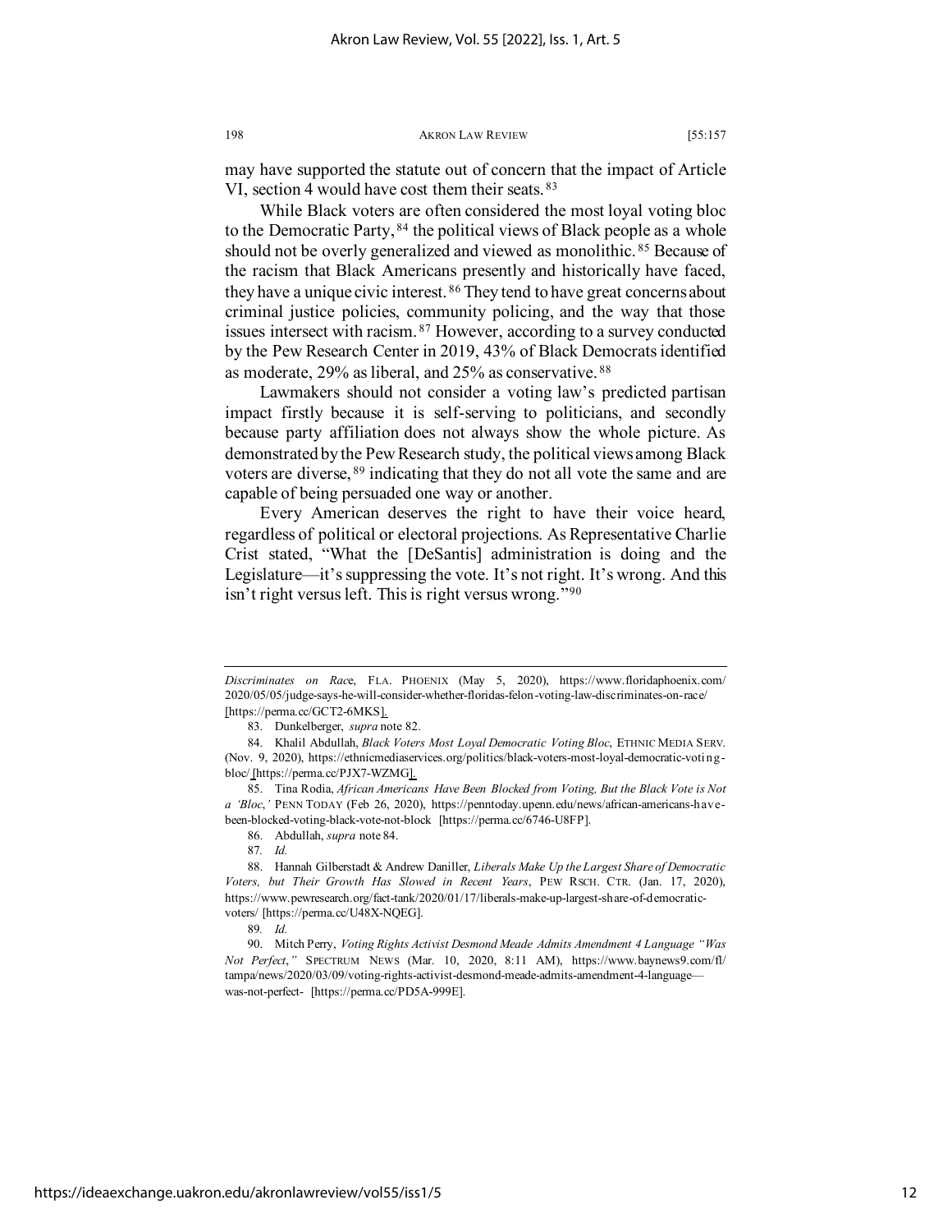may have supported the statute out of concern that the impact of Article VI, section 4 would have cost them their seats.[83]

While Black voters are often considered the most loyal voting bloc to the Democratic Party,[84] the political views of Black people as a whole should not be overly generalized and viewed as monolithic.[85] Because of the racism that Black Americans presently and historically have faced, they have a unique civic interest.[86] They tend to have great concerns about criminal justice policies, community policing, and the way that those issues intersect with racism.[87] However, according to a survey conducted by the Pew Research Center in 2019, 43% of Black Democrats identified as moderate, 29% as liberal, and 25% as conservative.[88]

Lawmakers should not consider a voting law's predicted partisan impact firstly because it is self-serving to politicians, and secondly because party affiliation does not always show the whole picture. As demonstrated by the Pew Research study, the political views among Black voters are diverse,[89] indicating that they do not all vote the same and are capable of being persuaded one way or another.

Every American deserves the right to have their voice heard, regardless of political or electoral projections. As Representative Charlie Crist stated, "What the [DeSantis] administration is doing and the Legislature—it's suppressing the vote. It's not right. It's wrong. And this isn't right versus left. This is right versus wrong."[90]

---

*Discriminates on Race*, FLA. PHOENIX (May 5, 2020), https://www.floridaphoenix.com/2020/05/05/judge-says-he-will-consider-whether-floridas-felon-voting-law-discriminates-on-race/ [https://perma.cc/GCT2-6MKS].

83. Dunkelberger, *supra* note 82.

84. Khalil Abdullah, *Black Voters Most Loyal Democratic Voting Bloc*, ETHNIC MEDIA SERV. (Nov. 9, 2020), https://ethnicmediaservices.org/politics/black-voters-most-loyal-democratic-voting-bloc/ [https://perma.cc/PJX7-WZMG].

85. Tina Rodia, *African Americans Have Been Blocked from Voting, But the Black Vote is Not a 'Bloc*,*'* PENN TODAY (Feb 26, 2020), https://penntoday.upenn.edu/news/african-americans-have-been-blocked-voting-black-vote-not-block [https://perma.cc/6746-U8FP].

86. Abdullah, *supra* note 84.

87. *Id.*

88. Hannah Gilberstadt & Andrew Daniller, *Liberals Make Up the Largest Share of Democratic Voters, but Their Growth Has Slowed in Recent Years*, PEW RSCH. CTR. (Jan. 17, 2020), https://www.pewresearch.org/fact-tank/2020/01/17/liberals-make-up-largest-share-of-democratic-voters/ [https://perma.cc/U48X-NQEG].

89. *Id.*

90. Mitch Perry, *Voting Rights Activist Desmond Meade Admits Amendment 4 Language "Was Not Perfect*,*"* SPECTRUM NEWS (Mar. 10, 2020, 8:11 AM), https://www.baynews9.com/fl/tampa/news/2020/03/09/voting-rights-activist-desmond-meade-admits-amendment-4-language—was-not-perfect- [https://perma.cc/PD5A-999E].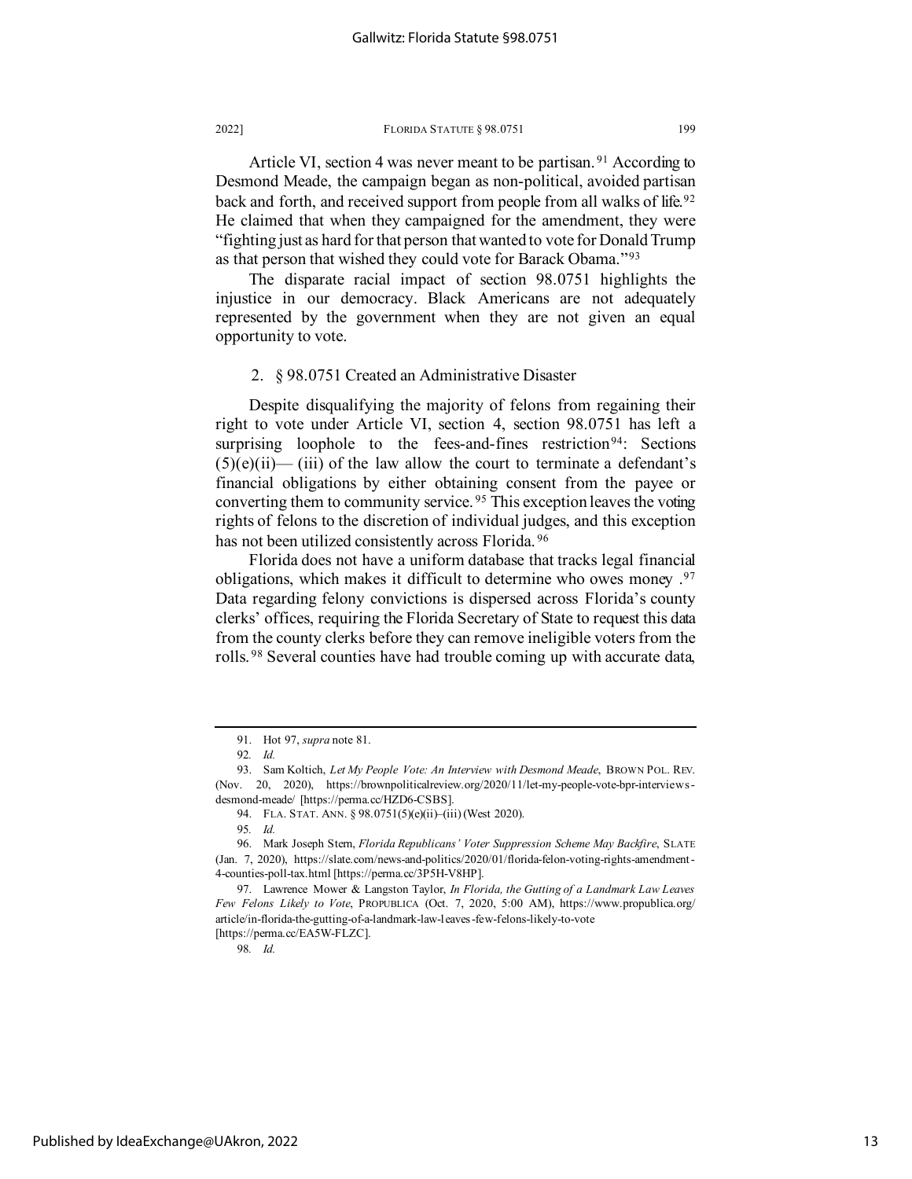Article VI, section 4 was never meant to be partisan.[91] According to Desmond Meade, the campaign began as non-political, avoided partisan back and forth, and received support from people from all walks of life.[92] He claimed that when they campaigned for the amendment, they were "fighting just as hard for that person that wanted to vote for Donald Trump as that person that wished they could vote for Barack Obama."[93]

The disparate racial impact of section 98.0751 highlights the injustice in our democracy. Black Americans are not adequately represented by the government when they are not given an equal opportunity to vote.

### 2. § 98.0751 Created an Administrative Disaster

Despite disqualifying the majority of felons from regaining their right to vote under Article VI, section 4, section 98.0751 has left a surprising loophole to the fees-and-fines restriction[94]: Sections (5)(e)(ii)— (iii) of the law allow the court to terminate a defendant's financial obligations by either obtaining consent from the payee or converting them to community service.[95] This exception leaves the voting rights of felons to the discretion of individual judges, and this exception has not been utilized consistently across Florida.[96]

Florida does not have a uniform database that tracks legal financial obligations, which makes it difficult to determine who owes money .[97] Data regarding felony convictions is dispersed across Florida's county clerks' offices, requiring the Florida Secretary of State to request this data from the county clerks before they can remove ineligible voters from the rolls.[98] Several counties have had trouble coming up with accurate data,

---

91. Hot 97, *supra* note 81.

92. *Id.*

93. Sam Koltich, *Let My People Vote: An Interview with Desmond Meade*, BROWN POL. REV. (Nov. 20, 2020), https://brownpoliticalreview.org/2020/11/let-my-people-vote-bpr-interviews-desmond-meade/ [https://perma.cc/HZD6-CSBS].

94. FLA. STAT. ANN. § 98.0751(5)(e)(ii)–(iii) (West 2020).

95. *Id.*

96. Mark Joseph Stern, *Florida Republicans' Voter Suppression Scheme May Backfire*, SLATE (Jan. 7, 2020), https://slate.com/news-and-politics/2020/01/florida-felon-voting-rights-amendment-4-counties-poll-tax.html [https://perma.cc/3P5H-V8HP].

97. Lawrence Mower & Langston Taylor, *In Florida, the Gutting of a Landmark Law Leaves Few Felons Likely to Vote*, PROPUBLICA (Oct. 7, 2020, 5:00 AM), https://www.propublica.org/article/in-florida-the-gutting-of-a-landmark-law-leaves-few-felons-likely-to-vote [https://perma.cc/EA5W-FLZC].

98. *Id.*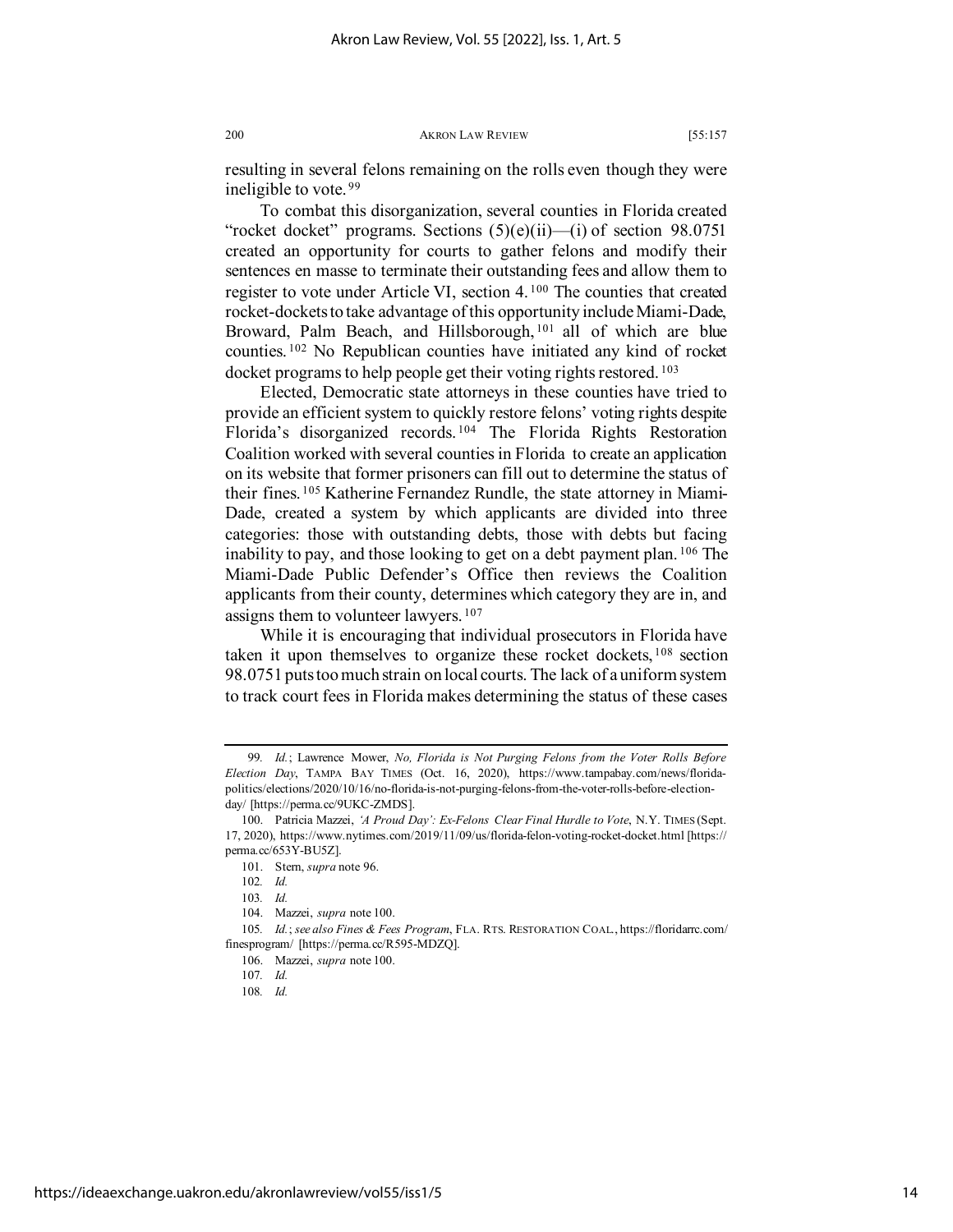resulting in several felons remaining on the rolls even though they were ineligible to vote.[99]

To combat this disorganization, several counties in Florida created "rocket docket" programs. Sections (5)(e)(ii)—(i) of section 98.0751 created an opportunity for courts to gather felons and modify their sentences en masse to terminate their outstanding fees and allow them to register to vote under Article VI, section 4.[100] The counties that created rocket-dockets to take advantage of this opportunity include Miami-Dade, Broward, Palm Beach, and Hillsborough,[101] all of which are blue counties.[102] No Republican counties have initiated any kind of rocket docket programs to help people get their voting rights restored.[103]

Elected, Democratic state attorneys in these counties have tried to provide an efficient system to quickly restore felons' voting rights despite Florida's disorganized records.[104] The Florida Rights Restoration Coalition worked with several counties in Florida to create an application on its website that former prisoners can fill out to determine the status of their fines.[105] Katherine Fernandez Rundle, the state attorney in Miami-Dade, created a system by which applicants are divided into three categories: those with outstanding debts, those with debts but facing inability to pay, and those looking to get on a debt payment plan.[106] The Miami-Dade Public Defender's Office then reviews the Coalition applicants from their county, determines which category they are in, and assigns them to volunteer lawyers.[107]

While it is encouraging that individual prosecutors in Florida have taken it upon themselves to organize these rocket dockets,[108] section 98.0751 puts too much strain on local courts. The lack of a uniform system to track court fees in Florida makes determining the status of these cases

---

99. *Id.*; Lawrence Mower, *No, Florida is Not Purging Felons from the Voter Rolls Before Election Day*, TAMPA BAY TIMES (Oct. 16, 2020), https://www.tampabay.com/news/florida-politics/elections/2020/10/16/no-florida-is-not-purging-felons-from-the-voter-rolls-before-election-day/ [https://perma.cc/9UKC-ZMDS].

100. Patricia Mazzei, *'A Proud Day': Ex-Felons Clear Final Hurdle to Vote*, N.Y. TIMES (Sept. 17, 2020), https://www.nytimes.com/2019/11/09/us/florida-felon-voting-rocket-docket.html [https://perma.cc/653Y-BU5Z].

101. Stern, *supra* note 96.

102. *Id.*

103. *Id.*

104. Mazzei, *supra* note 100.

105. *Id.*; *see also Fines & Fees Program*, FLA. RTS. RESTORATION COAL., https://floridarrc.com/finesprogram/ [https://perma.cc/R595-MDZQ].

106. Mazzei, *supra* note 100.

107. *Id.*

108. *Id.*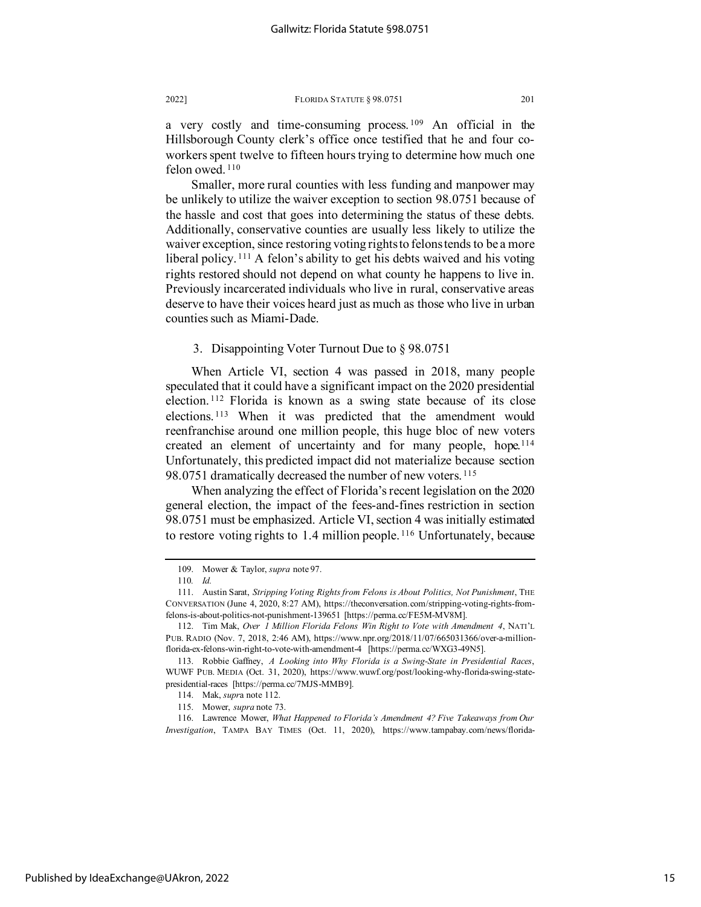a very costly and time-consuming process.[109] An official in the Hillsborough County clerk's office once testified that he and four co-workers spent twelve to fifteen hours trying to determine how much one felon owed.[110]

Smaller, more rural counties with less funding and manpower may be unlikely to utilize the waiver exception to section 98.0751 because of the hassle and cost that goes into determining the status of these debts. Additionally, conservative counties are usually less likely to utilize the waiver exception, since restoring voting rights to felons tends to be a more liberal policy.[111] A felon's ability to get his debts waived and his voting rights restored should not depend on what county he happens to live in. Previously incarcerated individuals who live in rural, conservative areas deserve to have their voices heard just as much as those who live in urban counties such as Miami-Dade.

### 3. Disappointing Voter Turnout Due to § 98.0751

When Article VI, section 4 was passed in 2018, many people speculated that it could have a significant impact on the 2020 presidential election.[112] Florida is known as a swing state because of its close elections.[113] When it was predicted that the amendment would reenfranchise around one million people, this huge bloc of new voters created an element of uncertainty and for many people, hope.[114] Unfortunately, this predicted impact did not materialize because section 98.0751 dramatically decreased the number of new voters.[115]

When analyzing the effect of Florida's recent legislation on the 2020 general election, the impact of the fees-and-fines restriction in section 98.0751 must be emphasized. Article VI, section 4 was initially estimated to restore voting rights to 1.4 million people.[116] Unfortunately, because

---

109. Mower & Taylor, *supra* note 97.

110. *Id.*

111. Austin Sarat, *Stripping Voting Rights from Felons is About Politics, Not Punishment*, THE CONVERSATION (June 4, 2020, 8:27 AM), https://theconversation.com/stripping-voting-rights-from-felons-is-about-politics-not-punishment-139651 [https://perma.cc/FE5M-MV8M].

112. Tim Mak, *Over 1 Million Florida Felons Win Right to Vote with Amendment 4*, NAT'L PUB. RADIO (Nov. 7, 2018, 2:46 AM), https://www.npr.org/2018/11/07/665031366/over-a-million-florida-ex-felons-win-right-to-vote-with-amendment-4 [https://perma.cc/WXG3-49N5].

113. Robbie Gaffney, *A Looking into Why Florida is a Swing-State in Presidential Races*, WUWF PUB. MEDIA (Oct. 31, 2020), https://www.wuwf.org/post/looking-why-florida-swing-state-presidential-races [https://perma.cc/7MJS-MMB9].

114. Mak, *supra* note 112.

115. Mower, *supra* note 73.

116. Lawrence Mower, *What Happened to Florida's Amendment 4? Five Takeaways from Our Investigation*, TAMPA BAY TIMES (Oct. 11, 2020), https://www.tampabay.com/news/florida-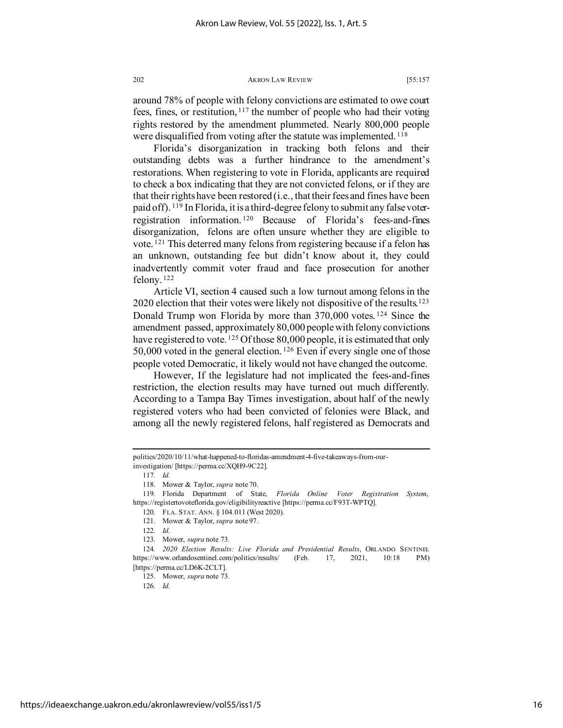around 78% of people with felony convictions are estimated to owe court fees, fines, or restitution,[117] the number of people who had their voting rights restored by the amendment plummeted. Nearly 800,000 people were disqualified from voting after the statute was implemented.[118]

Florida's disorganization in tracking both felons and their outstanding debts was a further hindrance to the amendment's restorations. When registering to vote in Florida, applicants are required to check a box indicating that they are not convicted felons, or if they are that their rights have been restored (i.e., that their fees and fines have been paid off).[119] In Florida, it is a third-degree felony to submit any false voter-registration information.[120] Because of Florida's fees-and-fines disorganization, felons are often unsure whether they are eligible to vote.[121] This deterred many felons from registering because if a felon has an unknown, outstanding fee but didn't know about it, they could inadvertently commit voter fraud and face prosecution for another felony.[122]

Article VI, section 4 caused such a low turnout among felons in the 2020 election that their votes were likely not dispositive of the results.[123] Donald Trump won Florida by more than 370,000 votes.[124] Since the amendment passed, approximately 80,000 people with felony convictions have registered to vote.[125] Of those 80,000 people, it is estimated that only 50,000 voted in the general election.[126] Even if every single one of those people voted Democratic, it likely would not have changed the outcome.

However, If the legislature had not implicated the fees-and-fines restriction, the election results may have turned out much differently. According to a Tampa Bay Times investigation, about half of the newly registered voters who had been convicted of felonies were Black, and among all the newly registered felons, half registered as Democrats and

---

politics/2020/10/11/what-happened-to-floridas-amendment-4-five-takeaways-from-our-investigation/ [https://perma.cc/XQH9-9C22].

117. *Id.*

118. Mower & Taylor, *supra* note 70.

119. Florida Department of State, *Florida Online Voter Registration System*, https://registertovoteflorida.gov/eligibilityreactive [https://perma.cc/F93T-WPTQ].

120. FLA. STAT. ANN. § 104.011 (West 2020).

121. Mower & Taylor, *supra* note 97.

122. *Id.*

123. Mower, *supra* note 73.

124. *2020 Election Results: Live Florida and Presidential Results*, ORLANDO SENTINEL https://www.orlandosentinel.com/politics/results/ (Feb. 17, 2021, 10:18 PM) [https://perma.cc/LD6K-2CLT].

125. Mower, *supra* note 73.

126. *Id.*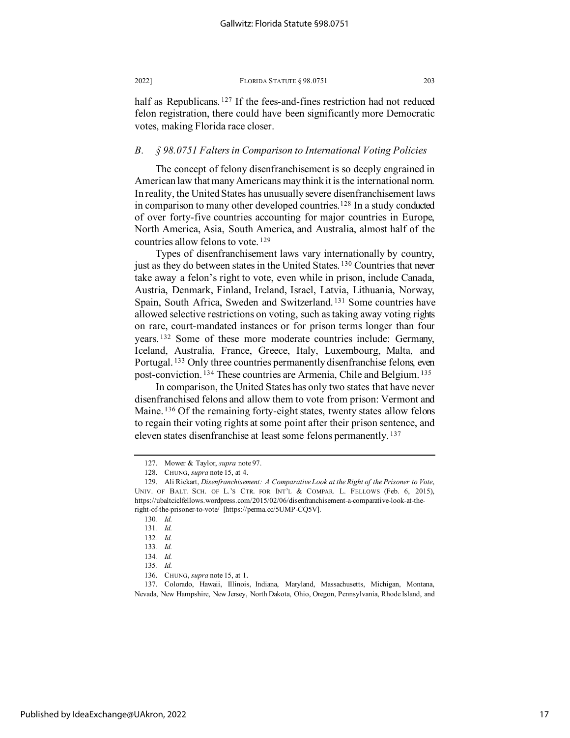half as Republicans.[127] If the fees-and-fines restriction had not reduced felon registration, there could have been significantly more Democratic votes, making Florida race closer.

### *B. § 98.0751 Falters in Comparison to International Voting Policies*

The concept of felony disenfranchisement is so deeply engrained in American law that many Americans may think it is the international norm. In reality, the United States has unusually severe disenfranchisement laws in comparison to many other developed countries.[128] In a study conducted of over forty-five countries accounting for major countries in Europe, North America, Asia, South America, and Australia, almost half of the countries allow felons to vote.[129]

Types of disenfranchisement laws vary internationally by country, just as they do between states in the United States.[130] Countries that never take away a felon's right to vote, even while in prison, include Canada, Austria, Denmark, Finland, Ireland, Israel, Latvia, Lithuania, Norway, Spain, South Africa, Sweden and Switzerland.[131] Some countries have allowed selective restrictions on voting, such as taking away voting rights on rare, court-mandated instances or for prison terms longer than four years.[132] Some of these more moderate countries include: Germany, Iceland, Australia, France, Greece, Italy, Luxembourg, Malta, and Portugal.[133] Only three countries permanently disenfranchise felons, even post-conviction.[134] These countries are Armenia, Chile and Belgium.[135]

In comparison, the United States has only two states that have never disenfranchised felons and allow them to vote from prison: Vermont and Maine.[136] Of the remaining forty-eight states, twenty states allow felons to regain their voting rights at some point after their prison sentence, and eleven states disenfranchise at least some felons permanently.[137]

---

127. Mower & Taylor, *supra* note 97.

128. CHUNG, *supra* note 15, at 4.

129. Ali Rickart, *Disenfranchisement: A Comparative Look at the Right of the Prisoner to Vote*, UNIV. OF BALT. SCH. OF L.'S CTR. FOR INT'L & COMPAR. L. FELLOWS (Feb. 6, 2015), https://ubaltciclfellows.wordpress.com/2015/02/06/disenfranchisement-a-comparative-look-at-the-right-of-the-prisoner-to-vote/ [https://perma.cc/5UMP-CQ5V].

130. *Id.*

131. *Id.*

132. *Id.*

133. *Id.*

134. *Id.*

135. *Id.*

136. CHUNG, *supra* note 15, at 1.

137. Colorado, Hawaii, Illinois, Indiana, Maryland, Massachusetts, Michigan, Montana, Nevada, New Hampshire, New Jersey, North Dakota, Ohio, Oregon, Pennsylvania, Rhode Island, and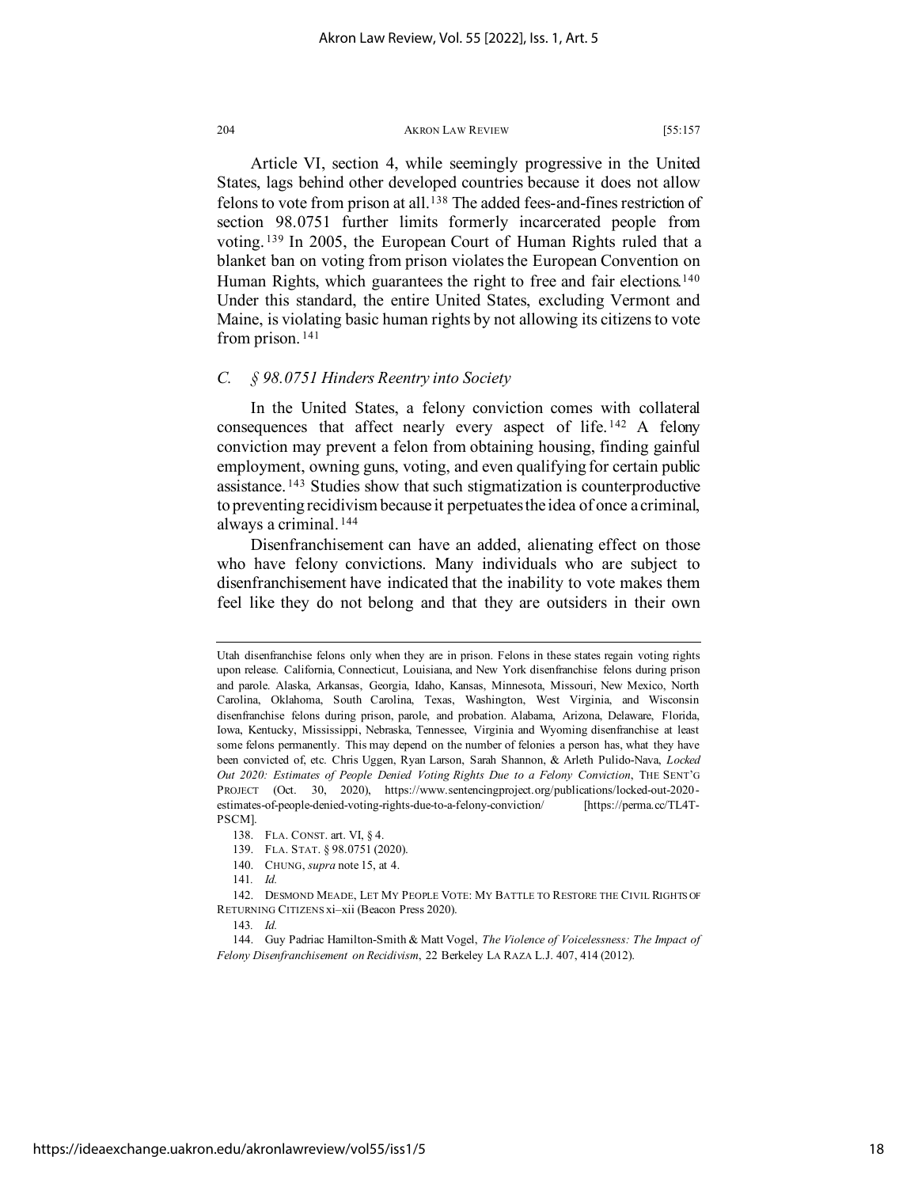Article VI, section 4, while seemingly progressive in the United States, lags behind other developed countries because it does not allow felons to vote from prison at all.[138] The added fees-and-fines restriction of section 98.0751 further limits formerly incarcerated people from voting.[139] In 2005, the European Court of Human Rights ruled that a blanket ban on voting from prison violates the European Convention on Human Rights, which guarantees the right to free and fair elections.[140] Under this standard, the entire United States, excluding Vermont and Maine, is violating basic human rights by not allowing its citizens to vote from prison.[141]

### *C. § 98.0751 Hinders Reentry into Society*

In the United States, a felony conviction comes with collateral consequences that affect nearly every aspect of life.[142] A felony conviction may prevent a felon from obtaining housing, finding gainful employment, owning guns, voting, and even qualifying for certain public assistance.[143] Studies show that such stigmatization is counterproductive to preventing recidivism because it perpetuates the idea of once a criminal, always a criminal.[144]

Disenfranchisement can have an added, alienating effect on those who have felony convictions. Many individuals who are subject to disenfranchisement have indicated that the inability to vote makes them feel like they do not belong and that they are outsiders in their own

---

Utah disenfranchise felons only when they are in prison. Felons in these states regain voting rights upon release. California, Connecticut, Louisiana, and New York disenfranchise felons during prison and parole. Alaska, Arkansas, Georgia, Idaho, Kansas, Minnesota, Missouri, New Mexico, North Carolina, Oklahoma, South Carolina, Texas, Washington, West Virginia, and Wisconsin disenfranchise felons during prison, parole, and probation. Alabama, Arizona, Delaware, Florida, Iowa, Kentucky, Mississippi, Nebraska, Tennessee, Virginia and Wyoming disenfranchise at least some felons permanently. This may depend on the number of felonies a person has, what they have been convicted of, etc. Chris Uggen, Ryan Larson, Sarah Shannon, & Arleth Pulido-Nava, *Locked Out 2020: Estimates of People Denied Voting Rights Due to a Felony Conviction*, THE SENT'G PROJECT (Oct. 30, 2020), https://www.sentencingproject.org/publications/locked-out-2020-estimates-of-people-denied-voting-rights-due-to-a-felony-conviction/ [https://perma.cc/TL4T-PSCM].

138. FLA. CONST. art. VI, § 4.

139. FLA. STAT. § 98.0751 (2020).

140. CHUNG, *supra* note 15, at 4.

141. *Id.*

142. DESMOND MEADE, LET MY PEOPLE VOTE: MY BATTLE TO RESTORE THE CIVIL RIGHTS OF RETURNING CITIZENS xi–xii (Beacon Press 2020).

143. *Id.*

144. Guy Padriac Hamilton-Smith & Matt Vogel, *The Violence of Voicelessness: The Impact of Felony Disenfranchisement on Recidivism*, 22 Berkeley LA RAZA L.J. 407, 414 (2012).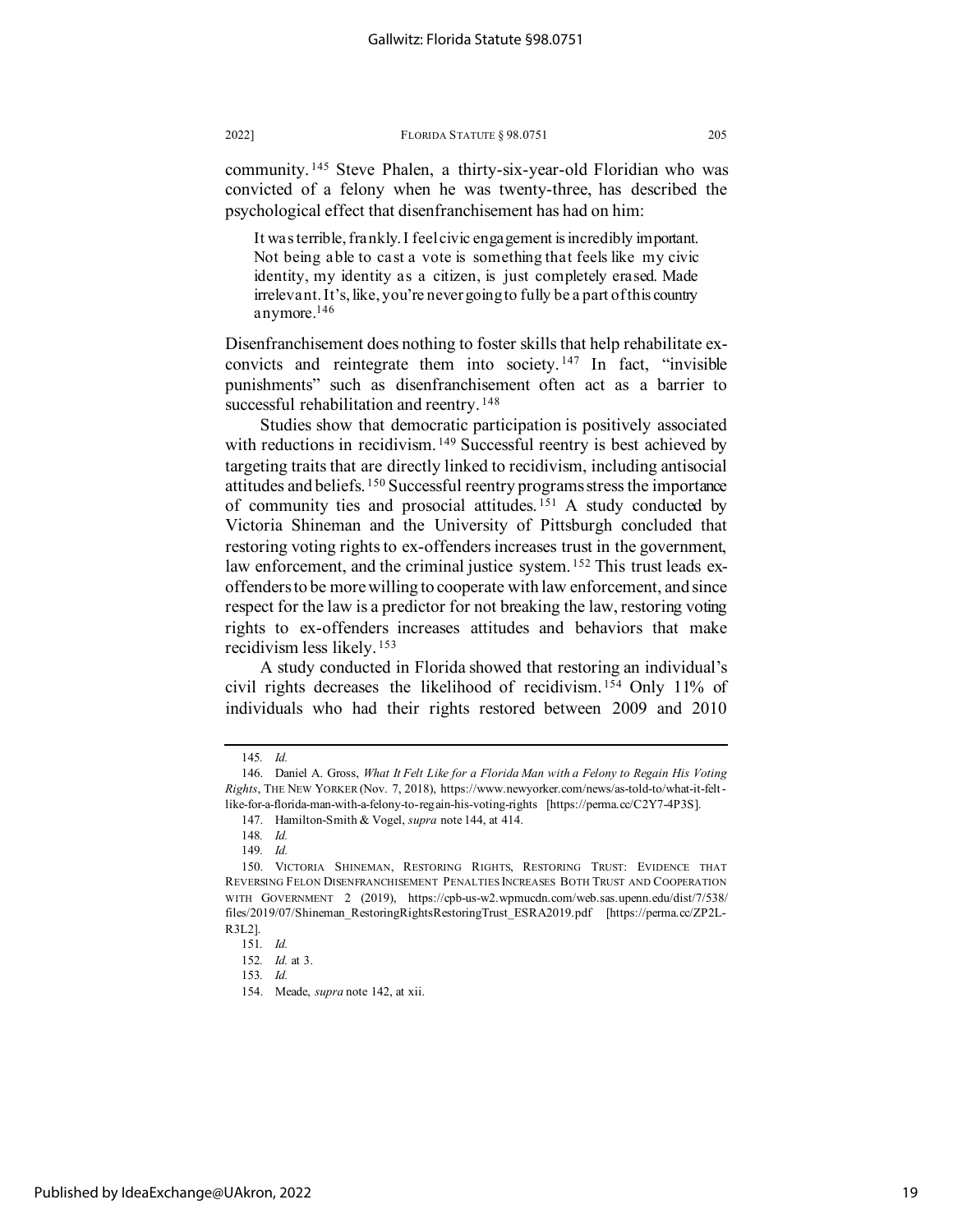community.[145] Steve Phalen, a thirty-six-year-old Floridian who was convicted of a felony when he was twenty-three, has described the psychological effect that disenfranchisement has had on him:

> It was terrible, frankly. I feel civic engagement is incredibly important. Not being able to cast a vote is something that feels like my civic identity, my identity as a citizen, is just completely erased. Made irrelevant. It's, like, you're never going to fully be a part of this country anymore.[146]

Disenfranchisement does nothing to foster skills that help rehabilitate ex-convicts and reintegrate them into society.[147] In fact, "invisible punishments" such as disenfranchisement often act as a barrier to successful rehabilitation and reentry.[148]

Studies show that democratic participation is positively associated with reductions in recidivism.[149] Successful reentry is best achieved by targeting traits that are directly linked to recidivism, including antisocial attitudes and beliefs.[150] Successful reentry programs stress the importance of community ties and prosocial attitudes.[151] A study conducted by Victoria Shineman and the University of Pittsburgh concluded that restoring voting rights to ex-offenders increases trust in the government, law enforcement, and the criminal justice system.[152] This trust leads ex-offenders to be more willing to cooperate with law enforcement, and since respect for the law is a predictor for not breaking the law, restoring voting rights to ex-offenders increases attitudes and behaviors that make recidivism less likely.[153]

A study conducted in Florida showed that restoring an individual's civil rights decreases the likelihood of recidivism.[154] Only 11% of individuals who had their rights restored between 2009 and 2010

---

145. *Id.*

146. Daniel A. Gross, *What It Felt Like for a Florida Man with a Felony to Regain His Voting Rights*, THE NEW YORKER (Nov. 7, 2018), https://www.newyorker.com/news/as-told-to/what-it-felt-like-for-a-florida-man-with-a-felony-to-regain-his-voting-rights [https://perma.cc/C2Y7-4P3S].

147. Hamilton-Smith & Vogel, *supra* note 144, at 414.

148. *Id.*

149. *Id.*

150. VICTORIA SHINEMAN, RESTORING RIGHTS, RESTORING TRUST: EVIDENCE THAT REVERSING FELON DISENFRANCHISEMENT PENALTIES INCREASES BOTH TRUST AND COOPERATION WITH GOVERNMENT 2 (2019), https://cpb-us-w2.wpmucdn.com/web.sas.upenn.edu/dist/7/538/files/2019/07/Shineman_RestoringRightsRestoringTrust_ESRA2019.pdf [https://perma.cc/ZP2L-R3L2].

151. *Id.*

152. *Id.* at 3.

153. *Id.*

154. Meade, *supra* note 142, at xii.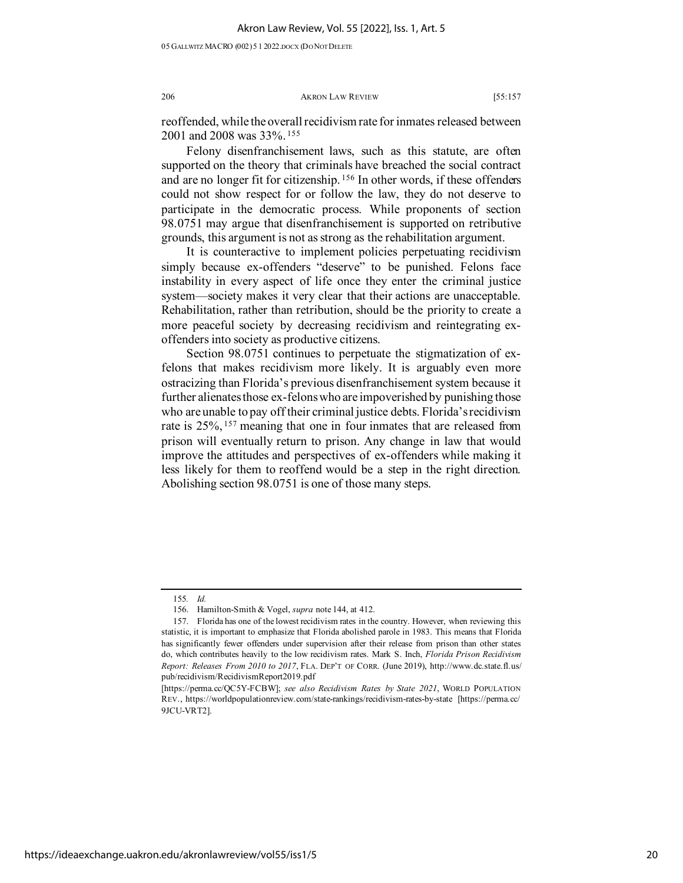reoffended, while the overall recidivism rate for inmates released between 2001 and 2008 was 33%.[155]

Felony disenfranchisement laws, such as this statute, are often supported on the theory that criminals have breached the social contract and are no longer fit for citizenship.[156] In other words, if these offenders could not show respect for or follow the law, they do not deserve to participate in the democratic process. While proponents of section 98.0751 may argue that disenfranchisement is supported on retributive grounds, this argument is not as strong as the rehabilitation argument.

It is counteractive to implement policies perpetuating recidivism simply because ex-offenders "deserve" to be punished. Felons face instability in every aspect of life once they enter the criminal justice system—society makes it very clear that their actions are unacceptable. Rehabilitation, rather than retribution, should be the priority to create a more peaceful society by decreasing recidivism and reintegrating ex-offenders into society as productive citizens.

Section 98.0751 continues to perpetuate the stigmatization of ex-felons that makes recidivism more likely. It is arguably even more ostracizing than Florida's previous disenfranchisement system because it further alienates those ex-felons who are impoverished by punishing those who are unable to pay off their criminal justice debts. Florida's recidivism rate is 25%,[157] meaning that one in four inmates that are released from prison will eventually return to prison. Any change in law that would improve the attitudes and perspectives of ex-offenders while making it less likely for them to reoffend would be a step in the right direction. Abolishing section 98.0751 is one of those many steps.

---

155. *Id.*

156. Hamilton-Smith & Vogel, *supra* note 144, at 412.

157. Florida has one of the lowest recidivism rates in the country. However, when reviewing this statistic, it is important to emphasize that Florida abolished parole in 1983. This means that Florida has significantly fewer offenders under supervision after their release from prison than other states do, which contributes heavily to the low recidivism rates. Mark S. Inch, *Florida Prison Recidivism Report: Releases From 2010 to 2017*, FLA. DEP'T OF CORR. (June 2019), http://www.dc.state.fl.us/pub/recidivism/RecidivismReport2019.pdf [https://perma.cc/QC5Y-FCBW]; *see also Recidivism Rates by State 2021*, WORLD POPULATION REV., https://worldpopulationreview.com/state-rankings/recidivism-rates-by-state [https://perma.cc/9JCU-VRT2].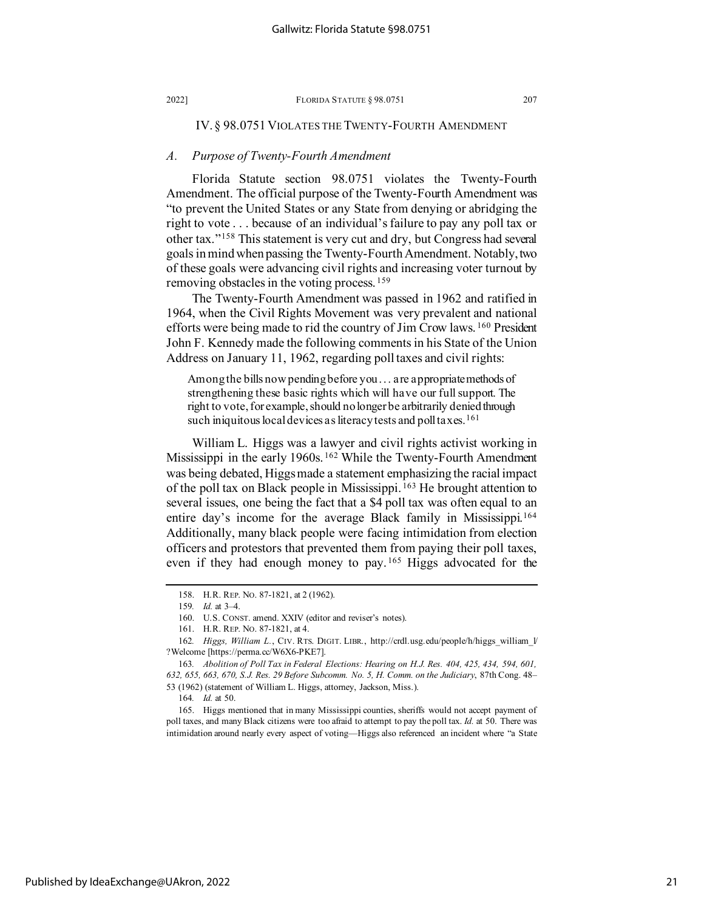## IV. § 98.0751 VIOLATES THE TWENTY-FOURTH AMENDMENT

### *A. Purpose of Twenty-Fourth Amendment*

Florida Statute section 98.0751 violates the Twenty-Fourth Amendment. The official purpose of the Twenty-Fourth Amendment was "to prevent the United States or any State from denying or abridging the right to vote . . . because of an individual's failure to pay any poll tax or other tax."[158] This statement is very cut and dry, but Congress had several goals in mind when passing the Twenty-Fourth Amendment. Notably, two of these goals were advancing civil rights and increasing voter turnout by removing obstacles in the voting process.[159]

The Twenty-Fourth Amendment was passed in 1962 and ratified in 1964, when the Civil Rights Movement was very prevalent and national efforts were being made to rid the country of Jim Crow laws.[160] President John F. Kennedy made the following comments in his State of the Union Address on January 11, 1962, regarding poll taxes and civil rights:

> Among the bills now pending before you . . . are appropriate methods of strengthening these basic rights which will have our full support. The right to vote, for example, should no longer be arbitrarily denied through such iniquitous local devices as literacy tests and poll taxes.[161]

William L. Higgs was a lawyer and civil rights activist working in Mississippi in the early 1960s.[162] While the Twenty-Fourth Amendment was being debated, Higgs made a statement emphasizing the racial impact of the poll tax on Black people in Mississippi.[163] He brought attention to several issues, one being the fact that a $4 poll tax was often equal to an entire day's income for the average Black family in Mississippi.[164] Additionally, many black people were facing intimidation from election officers and protestors that prevented them from paying their poll taxes, even if they had enough money to pay.[165] Higgs advocated for the

---

158. H.R. REP. NO. 87-1821, at 2 (1962).

159. *Id.* at 3–4.

160. U.S. CONST. amend. XXIV (editor and reviser's notes).

161. H.R. REP. NO. 87-1821, at 4.

162. *Higgs, William L.*, CIV. RTS. DIGIT. LIBR., http://crdl.usg.edu/people/h/higgs_william_l/?Welcome [https://perma.cc/W6X6-PKE7].

163. *Abolition of Poll Tax in Federal Elections: Hearing on H.J. Res. 404, 425, 434, 594, 601, 632, 655, 663, 670, S.J. Res. 29 Before Subcomm. No. 5, H. Comm. on the Judiciary*, 87th Cong. 48–53 (1962) (statement of William L. Higgs, attorney, Jackson, Miss.).

164. *Id.* at 50.

165. Higgs mentioned that in many Mississippi counties, sheriffs would not accept payment of poll taxes, and many Black citizens were too afraid to attempt to pay the poll tax. *Id.* at 50. There was intimidation around nearly every aspect of voting—Higgs also referenced an incident where "a State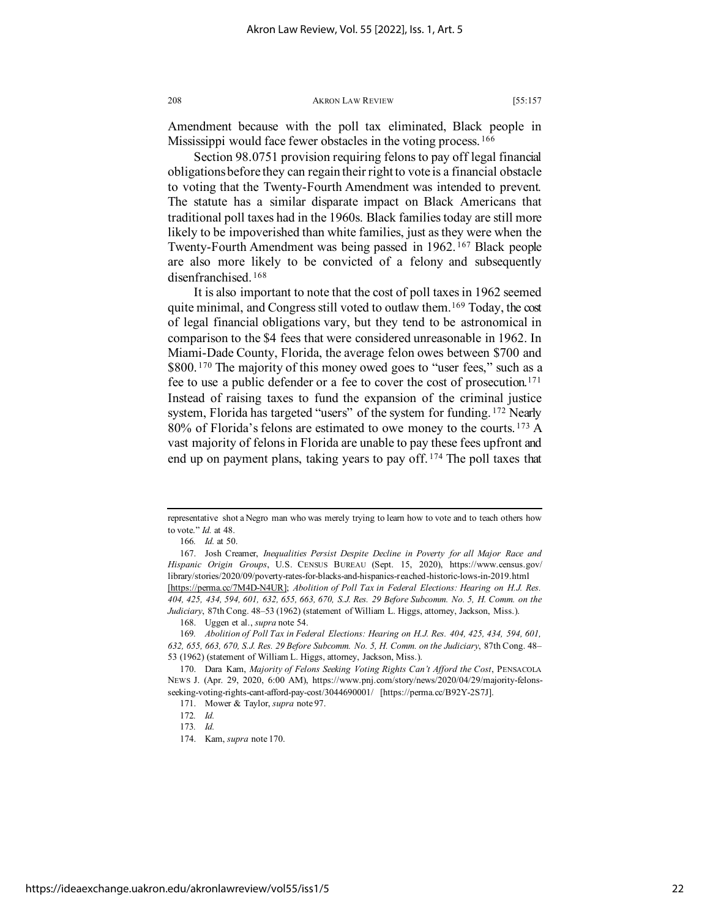Amendment because with the poll tax eliminated, Black people in Mississippi would face fewer obstacles in the voting process.[166]

Section 98.0751 provision requiring felons to pay off legal financial obligations before they can regain their right to vote is a financial obstacle to voting that the Twenty-Fourth Amendment was intended to prevent. The statute has a similar disparate impact on Black Americans that traditional poll taxes had in the 1960s. Black families today are still more likely to be impoverished than white families, just as they were when the Twenty-Fourth Amendment was being passed in 1962.[167] Black people are also more likely to be convicted of a felony and subsequently disenfranchised.[168]

It is also important to note that the cost of poll taxes in 1962 seemed quite minimal, and Congress still voted to outlaw them.[169] Today, the cost of legal financial obligations vary, but they tend to be astronomical in comparison to the $4 fees that were considered unreasonable in 1962. In Miami-Dade County, Florida, the average felon owes between $700 and $800.[170] The majority of this money owed goes to "user fees," such as a fee to use a public defender or a fee to cover the cost of prosecution.[171] Instead of raising taxes to fund the expansion of the criminal justice system, Florida has targeted "users" of the system for funding.[172] Nearly 80% of Florida's felons are estimated to owe money to the courts.[173] A vast majority of felons in Florida are unable to pay these fees upfront and end up on payment plans, taking years to pay off.[174] The poll taxes that

---

representative shot a Negro man who was merely trying to learn how to vote and to teach others how to vote." *Id.* at 48.

166. *Id.* at 50.

167. Josh Creamer, *Inequalities Persist Despite Decline in Poverty for all Major Race and Hispanic Origin Groups*, U.S. CENSUS BUREAU (Sept. 15, 2020), https://www.census.gov/library/stories/2020/09/poverty-rates-for-blacks-and-hispanics-reached-historic-lows-in-2019.html [https://perma.cc/7M4D-N4UR]; *Abolition of Poll Tax in Federal Elections: Hearing on H.J. Res. 404, 425, 434, 594, 601, 632, 655, 663, 670, S.J. Res. 29 Before Subcomm. No. 5, H. Comm. on the Judiciary*, 87th Cong. 48–53 (1962) (statement of William L. Higgs, attorney, Jackson, Miss.).

168. Uggen et al., *supra* note 54.

169. *Abolition of Poll Tax in Federal Elections: Hearing on H.J. Res. 404, 425, 434, 594, 601, 632, 655, 663, 670, S.J. Res. 29 Before Subcomm. No. 5, H. Comm. on the Judiciary*, 87th Cong. 48–53 (1962) (statement of William L. Higgs, attorney, Jackson, Miss.).

170. Dara Kam, *Majority of Felons Seeking Voting Rights Can't Afford the Cost*, PENSACOLA NEWS J. (Apr. 29, 2020, 6:00 AM), https://www.pnj.com/story/news/2020/04/29/majority-felons-seeking-voting-rights-cant-afford-pay-cost/3044690001/ [https://perma.cc/B92Y-2S7J].

171. Mower & Taylor, *supra* note 97.

172. *Id.*

173. *Id.*

174. Kam, *supra* note 170.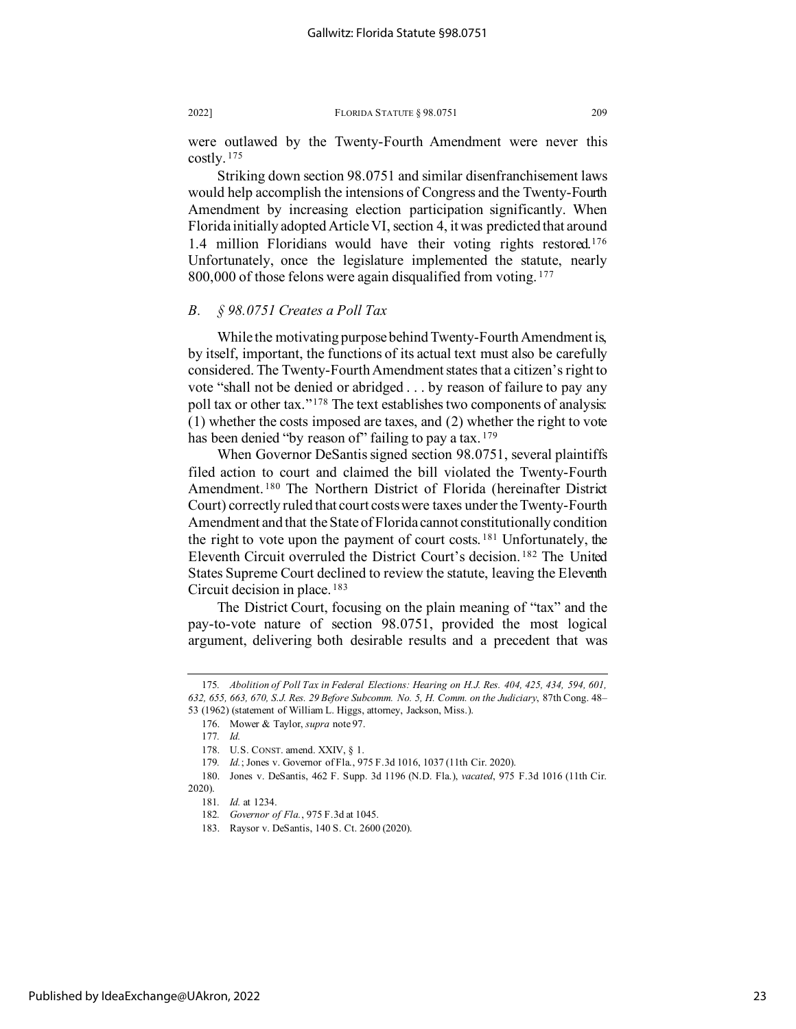were outlawed by the Twenty-Fourth Amendment were never this costly.[175]

Striking down section 98.0751 and similar disenfranchisement laws would help accomplish the intensions of Congress and the Twenty-Fourth Amendment by increasing election participation significantly. When Florida initially adopted Article VI, section 4, it was predicted that around 1.4 million Floridians would have their voting rights restored.[176] Unfortunately, once the legislature implemented the statute, nearly 800,000 of those felons were again disqualified from voting.[177]

### *B. § 98.0751 Creates a Poll Tax*

While the motivating purpose behind Twenty-Fourth Amendment is, by itself, important, the functions of its actual text must also be carefully considered. The Twenty-Fourth Amendment states that a citizen's right to vote "shall not be denied or abridged . . . by reason of failure to pay any poll tax or other tax."[178] The text establishes two components of analysis: (1) whether the costs imposed are taxes, and (2) whether the right to vote has been denied "by reason of" failing to pay a tax.[179]

When Governor DeSantis signed section 98.0751, several plaintiffs filed action to court and claimed the bill violated the Twenty-Fourth Amendment.[180] The Northern District of Florida (hereinafter District Court) correctly ruled that court costs were taxes under the Twenty-Fourth Amendment and that the State of Florida cannot constitutionally condition the right to vote upon the payment of court costs.[181] Unfortunately, the Eleventh Circuit overruled the District Court's decision.[182] The United States Supreme Court declined to review the statute, leaving the Eleventh Circuit decision in place.[183]

The District Court, focusing on the plain meaning of "tax" and the pay-to-vote nature of section 98.0751, provided the most logical argument, delivering both desirable results and a precedent that was

---

175. *Abolition of Poll Tax in Federal Elections: Hearing on H.J. Res. 404, 425, 434, 594, 601, 632, 655, 663, 670, S.J. Res. 29 Before Subcomm. No. 5, H. Comm. on the Judiciary*, 87th Cong. 48–53 (1962) (statement of William L. Higgs, attorney, Jackson, Miss.).

176. Mower & Taylor, *supra* note 97.

177. *Id.*

178. U.S. CONST. amend. XXIV, § 1.

179. *Id.*; Jones v. Governor of Fla., 975 F.3d 1016, 1037 (11th Cir. 2020).

180. Jones v. DeSantis, 462 F. Supp. 3d 1196 (N.D. Fla.), *vacated*, 975 F.3d 1016 (11th Cir. 2020).

181. *Id.* at 1234.

182. *Governor of Fla.*, 975 F.3d at 1045.

183. Raysor v. DeSantis, 140 S. Ct. 2600 (2020).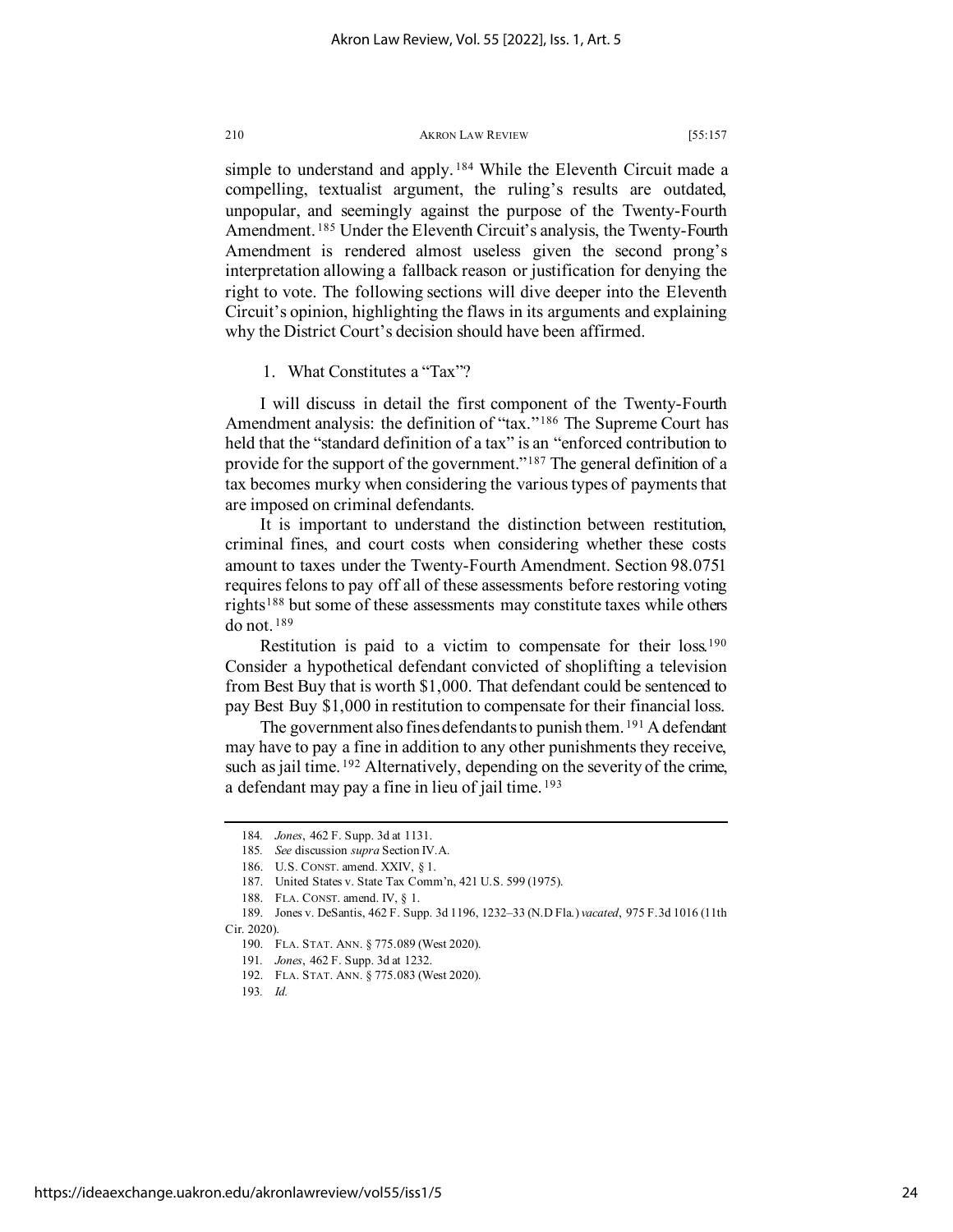simple to understand and apply.[184] While the Eleventh Circuit made a compelling, textualist argument, the ruling's results are outdated, unpopular, and seemingly against the purpose of the Twenty-Fourth Amendment.[185] Under the Eleventh Circuit's analysis, the Twenty-Fourth Amendment is rendered almost useless given the second prong's interpretation allowing a fallback reason or justification for denying the right to vote. The following sections will dive deeper into the Eleventh Circuit's opinion, highlighting the flaws in its arguments and explaining why the District Court's decision should have been affirmed.

1. What Constitutes a "Tax"?

I will discuss in detail the first component of the Twenty-Fourth Amendment analysis: the definition of "tax."[186] The Supreme Court has held that the "standard definition of a tax" is an "enforced contribution to provide for the support of the government."[187] The general definition of a tax becomes murky when considering the various types of payments that are imposed on criminal defendants.

It is important to understand the distinction between restitution, criminal fines, and court costs when considering whether these costs amount to taxes under the Twenty-Fourth Amendment. Section 98.0751 requires felons to pay off all of these assessments before restoring voting rights[188] but some of these assessments may constitute taxes while others do not.[189]

Restitution is paid to a victim to compensate for their loss.[190] Consider a hypothetical defendant convicted of shoplifting a television from Best Buy that is worth $1,000. That defendant could be sentenced to pay Best Buy $1,000 in restitution to compensate for their financial loss.

The government also fines defendants to punish them.[191] A defendant may have to pay a fine in addition to any other punishments they receive, such as jail time.[192] Alternatively, depending on the severity of the crime, a defendant may pay a fine in lieu of jail time.[193]

---

184. *Jones*, 462 F. Supp. 3d at 1131.

185. *See* discussion *supra* Section IV.A.

186. U.S. CONST. amend. XXIV, § 1.

187. United States v. State Tax Comm'n, 421 U.S. 599 (1975).

188. FLA. CONST. amend. IV, § 1.

189. Jones v. DeSantis, 462 F. Supp. 3d 1196, 1232–33 (N.D Fla.) *vacated*, 975 F.3d 1016 (11th Cir. 2020).

190. FLA. STAT. ANN. § 775.089 (West 2020).

191. *Jones*, 462 F. Supp. 3d at 1232.

192. FLA. STAT. ANN. § 775.083 (West 2020).

193. *Id.*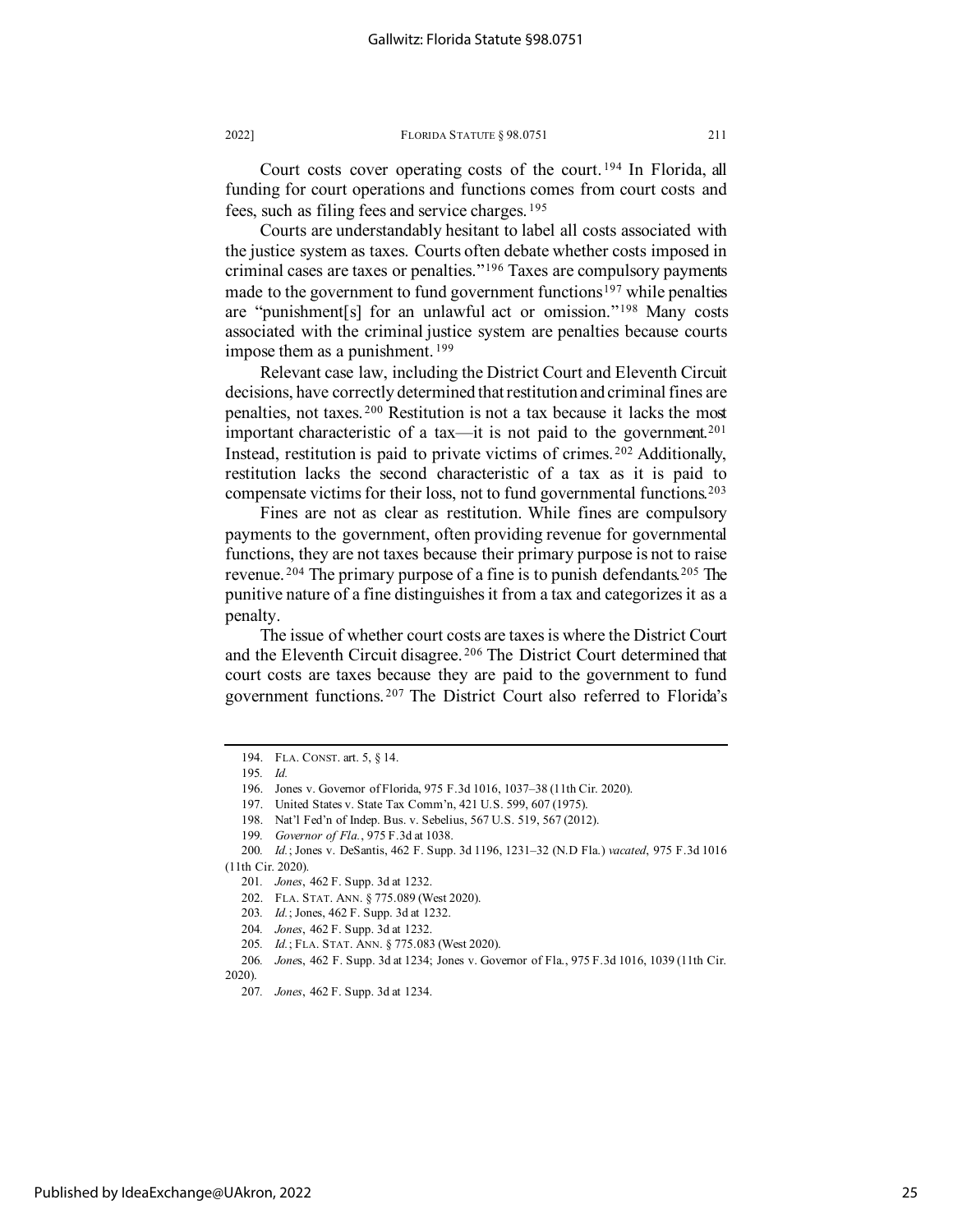Court costs cover operating costs of the court.[194] In Florida, all funding for court operations and functions comes from court costs and fees, such as filing fees and service charges.[195]

Courts are understandably hesitant to label all costs associated with the justice system as taxes. Courts often debate whether costs imposed in criminal cases are taxes or penalties."[196] Taxes are compulsory payments made to the government to fund government functions[197] while penalties are "punishment[s] for an unlawful act or omission."[198] Many costs associated with the criminal justice system are penalties because courts impose them as a punishment.[199]

Relevant case law, including the District Court and Eleventh Circuit decisions, have correctly determined that restitution and criminal fines are penalties, not taxes.[200] Restitution is not a tax because it lacks the most important characteristic of a tax—it is not paid to the government.[201] Instead, restitution is paid to private victims of crimes.[202] Additionally, restitution lacks the second characteristic of a tax as it is paid to compensate victims for their loss, not to fund governmental functions.[203]

Fines are not as clear as restitution. While fines are compulsory payments to the government, often providing revenue for governmental functions, they are not taxes because their primary purpose is not to raise revenue.[204] The primary purpose of a fine is to punish defendants.[205] The punitive nature of a fine distinguishes it from a tax and categorizes it as a penalty.

The issue of whether court costs are taxes is where the District Court and the Eleventh Circuit disagree.[206] The District Court determined that court costs are taxes because they are paid to the government to fund government functions.[207] The District Court also referred to Florida's

---

194. FLA. CONST. art. 5, § 14.

195. *Id.*

196. Jones v. Governor of Florida, 975 F.3d 1016, 1037–38 (11th Cir. 2020).

197. United States v. State Tax Comm'n, 421 U.S. 599, 607 (1975).

198. Nat'l Fed'n of Indep. Bus. v. Sebelius, 567 U.S. 519, 567 (2012).

199. *Governor of Fla.*, 975 F.3d at 1038.

200. *Id.*; Jones v. DeSantis, 462 F. Supp. 3d 1196, 1231–32 (N.D Fla.) *vacated*, 975 F.3d 1016 (11th Cir. 2020).

201. *Jones*, 462 F. Supp. 3d at 1232.

202. FLA. STAT. ANN. § 775.089 (West 2020).

203. *Id.*; Jones, 462 F. Supp. 3d at 1232.

204. *Jones*, 462 F. Supp. 3d at 1232.

205. *Id.*; FLA. STAT. ANN. § 775.083 (West 2020).

206. *Jones*, 462 F. Supp. 3d at 1234; Jones v. Governor of Fla., 975 F.3d 1016, 1039 (11th Cir. 2020).

207. *Jones*, 462 F. Supp. 3d at 1234.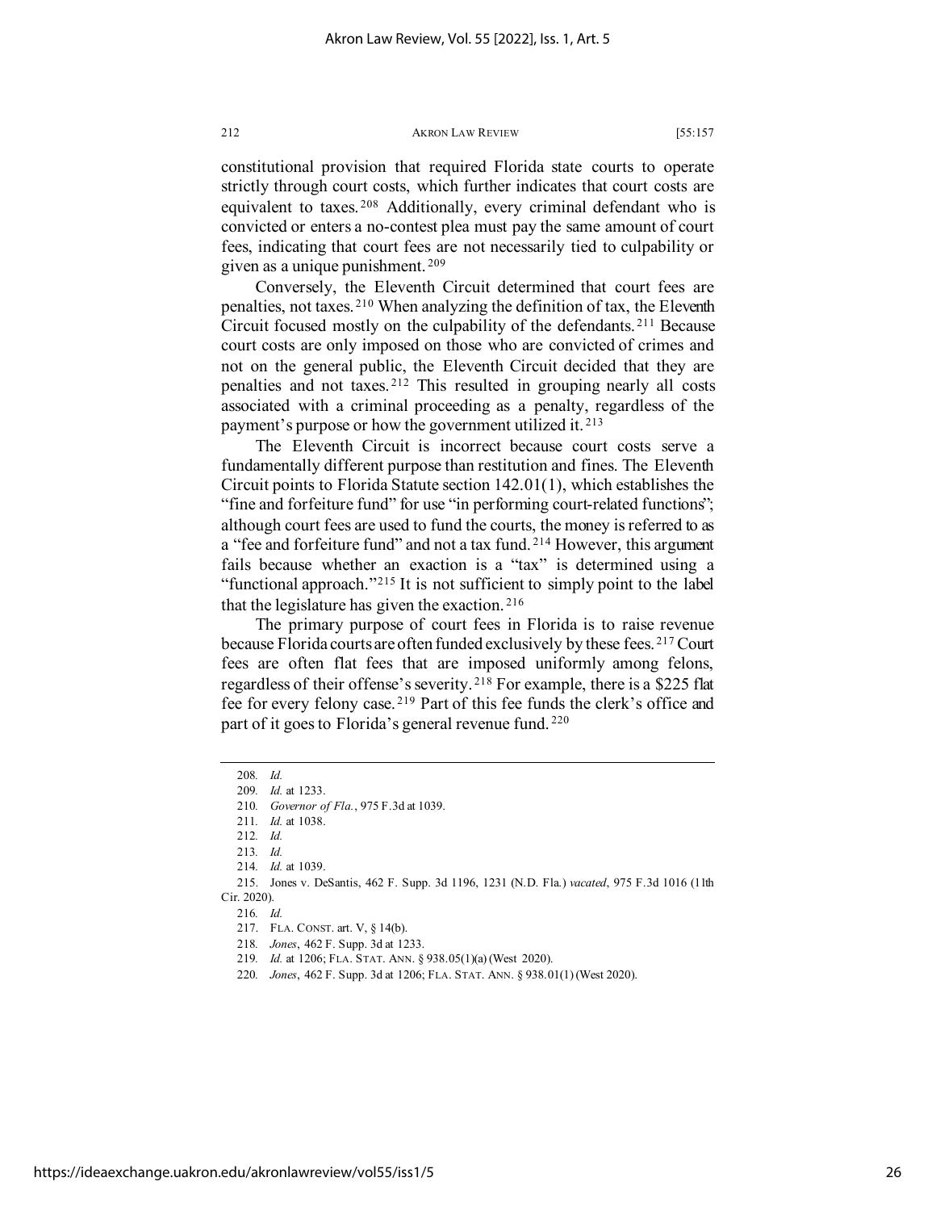constitutional provision that required Florida state courts to operate strictly through court costs, which further indicates that court costs are equivalent to taxes.[208] Additionally, every criminal defendant who is convicted or enters a no-contest plea must pay the same amount of court fees, indicating that court fees are not necessarily tied to culpability or given as a unique punishment.[209]

Conversely, the Eleventh Circuit determined that court fees are penalties, not taxes.[210] When analyzing the definition of tax, the Eleventh Circuit focused mostly on the culpability of the defendants.[211] Because court costs are only imposed on those who are convicted of crimes and not on the general public, the Eleventh Circuit decided that they are penalties and not taxes.[212] This resulted in grouping nearly all costs associated with a criminal proceeding as a penalty, regardless of the payment's purpose or how the government utilized it.[213]

The Eleventh Circuit is incorrect because court costs serve a fundamentally different purpose than restitution and fines. The Eleventh Circuit points to Florida Statute section 142.01(1), which establishes the "fine and forfeiture fund" for use "in performing court-related functions"; although court fees are used to fund the courts, the money is referred to as a "fee and forfeiture fund" and not a tax fund.[214] However, this argument fails because whether an exaction is a "tax" is determined using a "functional approach."[215] It is not sufficient to simply point to the label that the legislature has given the exaction.[216]

The primary purpose of court fees in Florida is to raise revenue because Florida courts are often funded exclusively by these fees.[217] Court fees are often flat fees that are imposed uniformly among felons, regardless of their offense's severity.[218] For example, there is a $225 flat fee for every felony case.[219] Part of this fee funds the clerk's office and part of it goes to Florida's general revenue fund.[220]

---

208. *Id.*

209. *Id.* at 1233.

210. *Governor of Fla.*, 975 F.3d at 1039.

211. *Id.* at 1038.

212. *Id.*

213. *Id.*

214. *Id.* at 1039.

215. Jones v. DeSantis, 462 F. Supp. 3d 1196, 1231 (N.D. Fla.) *vacated*, 975 F.3d 1016 (11th Cir. 2020).

216. *Id.*

217. FLA. CONST. art. V, § 14(b).

218. *Jones*, 462 F. Supp. 3d at 1233.

219. *Id.* at 1206; FLA. STAT. ANN. § 938.05(1)(a) (West 2020).

220. *Jones*, 462 F. Supp. 3d at 1206; FLA. STAT. ANN. § 938.01(1) (West 2020).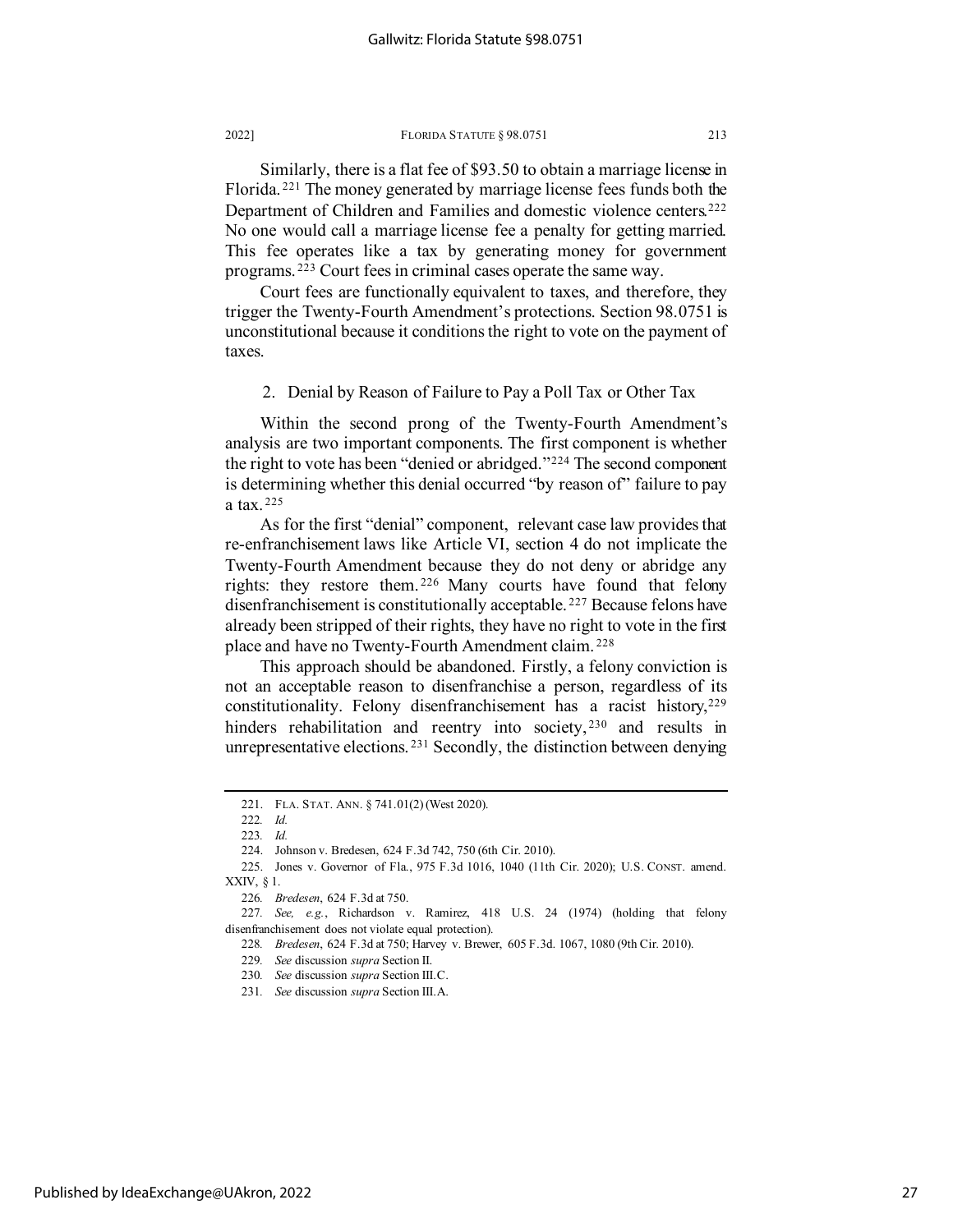Similarly, there is a flat fee of $93.50 to obtain a marriage license in Florida.[221] The money generated by marriage license fees funds both the Department of Children and Families and domestic violence centers.[222] No one would call a marriage license fee a penalty for getting married. This fee operates like a tax by generating money for government programs.[223] Court fees in criminal cases operate the same way.

Court fees are functionally equivalent to taxes, and therefore, they trigger the Twenty-Fourth Amendment's protections. Section 98.0751 is unconstitutional because it conditions the right to vote on the payment of taxes.

### 2. Denial by Reason of Failure to Pay a Poll Tax or Other Tax

Within the second prong of the Twenty-Fourth Amendment's analysis are two important components. The first component is whether the right to vote has been "denied or abridged."[224] The second component is determining whether this denial occurred "by reason of" failure to pay a tax.[225]

As for the first "denial" component, relevant case law provides that re-enfranchisement laws like Article VI, section 4 do not implicate the Twenty-Fourth Amendment because they do not deny or abridge any rights: they restore them.[226] Many courts have found that felony disenfranchisement is constitutionally acceptable.[227] Because felons have already been stripped of their rights, they have no right to vote in the first place and have no Twenty-Fourth Amendment claim.[228]

This approach should be abandoned. Firstly, a felony conviction is not an acceptable reason to disenfranchise a person, regardless of its constitutionality. Felony disenfranchisement has a racist history,[229] hinders rehabilitation and reentry into society,[230] and results in unrepresentative elections.[231] Secondly, the distinction between denying

---

221. FLA. STAT. ANN. § 741.01(2) (West 2020).

222. *Id.*

223. *Id.*

224. Johnson v. Bredesen, 624 F.3d 742, 750 (6th Cir. 2010).

225. Jones v. Governor of Fla., 975 F.3d 1016, 1040 (11th Cir. 2020); U.S. CONST. amend. XXIV, § 1.

226. *Bredesen*, 624 F.3d at 750.

227. *See, e.g.*, Richardson v. Ramirez, 418 U.S. 24 (1974) (holding that felony disenfranchisement does not violate equal protection).

228. *Bredesen*, 624 F.3d at 750; Harvey v. Brewer, 605 F.3d. 1067, 1080 (9th Cir. 2010).

229. *See* discussion *supra* Section II.

230. *See* discussion *supra* Section III.C.

231. *See* discussion *supra* Section III.A.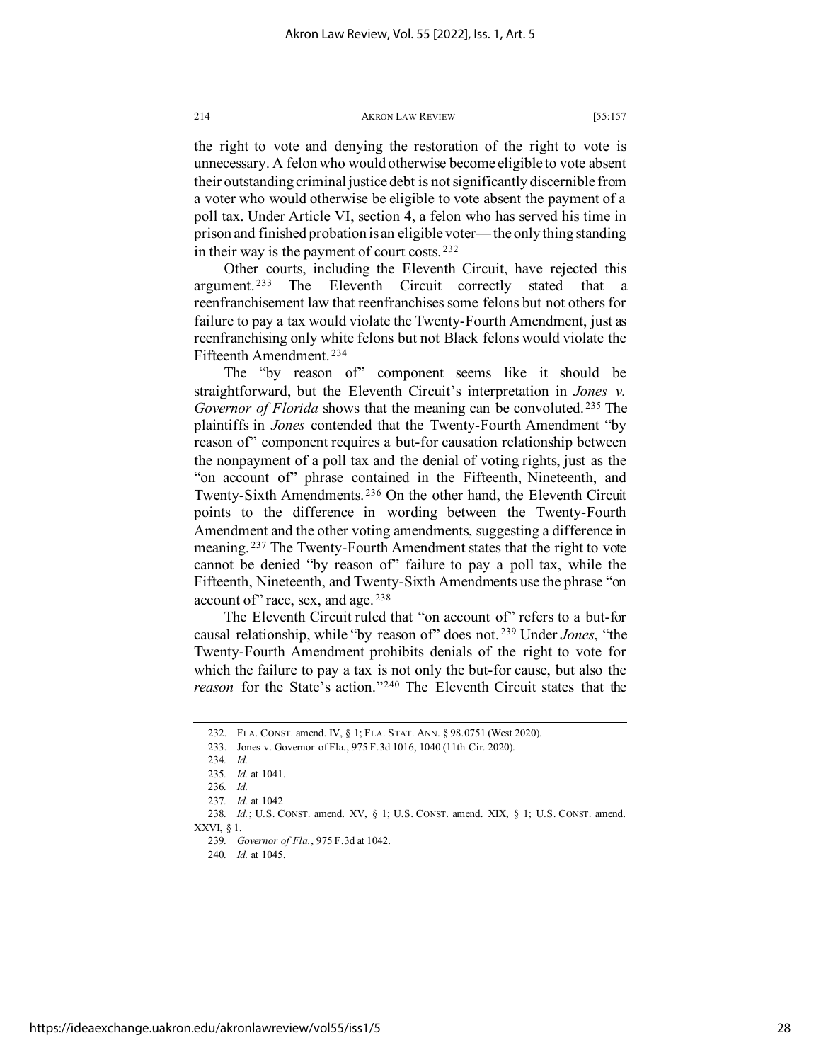the right to vote and denying the restoration of the right to vote is unnecessary. A felon who would otherwise become eligible to vote absent their outstanding criminal justice debt is not significantly discernible from a voter who would otherwise be eligible to vote absent the payment of a poll tax. Under Article VI, section 4, a felon who has served his time in prison and finished probation is an eligible voter— the only thing standing in their way is the payment of court costs.[232]

Other courts, including the Eleventh Circuit, have rejected this argument.[233] The Eleventh Circuit correctly stated that a reenfranchisement law that reenfranchises some felons but not others for failure to pay a tax would violate the Twenty-Fourth Amendment, just as reenfranchising only white felons but not Black felons would violate the Fifteenth Amendment.[234]

The "by reason of" component seems like it should be straightforward, but the Eleventh Circuit's interpretation in *Jones v. Governor of Florida* shows that the meaning can be convoluted.[235] The plaintiffs in *Jones* contended that the Twenty-Fourth Amendment "by reason of" component requires a but-for causation relationship between the nonpayment of a poll tax and the denial of voting rights, just as the "on account of" phrase contained in the Fifteenth, Nineteenth, and Twenty-Sixth Amendments.[236] On the other hand, the Eleventh Circuit points to the difference in wording between the Twenty-Fourth Amendment and the other voting amendments, suggesting a difference in meaning.[237] The Twenty-Fourth Amendment states that the right to vote cannot be denied "by reason of" failure to pay a poll tax, while the Fifteenth, Nineteenth, and Twenty-Sixth Amendments use the phrase "on account of" race, sex, and age.[238]

The Eleventh Circuit ruled that "on account of" refers to a but-for causal relationship, while "by reason of" does not.[239] Under *Jones*, "the Twenty-Fourth Amendment prohibits denials of the right to vote for which the failure to pay a tax is not only the but-for cause, but also the *reason* for the State's action."[240] The Eleventh Circuit states that the

---

232. FLA. CONST. amend. IV, § 1; FLA. STAT. ANN. § 98.0751 (West 2020).

233. Jones v. Governor of Fla., 975 F.3d 1016, 1040 (11th Cir. 2020).

234. *Id.*

235. *Id.* at 1041.

236. *Id.*

237. *Id.* at 1042

238. *Id.*; U.S. CONST. amend. XV, § 1; U.S. CONST. amend. XIX, § 1; U.S. CONST. amend. XXVI, § 1.

239. *Governor of Fla.*, 975 F.3d at 1042.

240. *Id.* at 1045.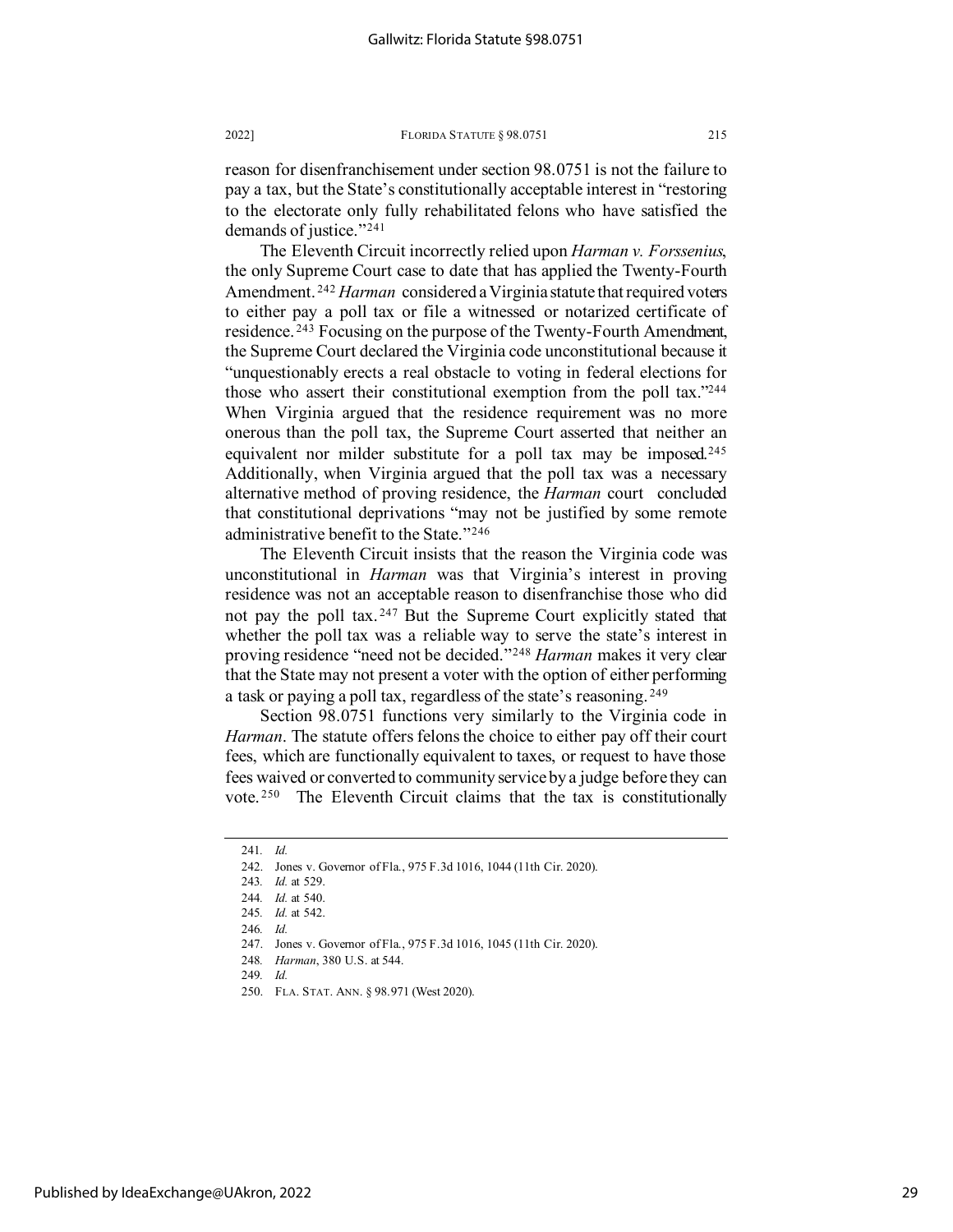reason for disenfranchisement under section 98.0751 is not the failure to pay a tax, but the State's constitutionally acceptable interest in "restoring to the electorate only fully rehabilitated felons who have satisfied the demands of justice."[241]

The Eleventh Circuit incorrectly relied upon *Harman v. Forssenius*, the only Supreme Court case to date that has applied the Twenty-Fourth Amendment.[242] *Harman* considered a Virginia statute that required voters to either pay a poll tax or file a witnessed or notarized certificate of residence.[243] Focusing on the purpose of the Twenty-Fourth Amendment, the Supreme Court declared the Virginia code unconstitutional because it "unquestionably erects a real obstacle to voting in federal elections for those who assert their constitutional exemption from the poll tax."[244] When Virginia argued that the residence requirement was no more onerous than the poll tax, the Supreme Court asserted that neither an equivalent nor milder substitute for a poll tax may be imposed.[245] Additionally, when Virginia argued that the poll tax was a necessary alternative method of proving residence, the *Harman* court concluded that constitutional deprivations "may not be justified by some remote administrative benefit to the State."[246]

The Eleventh Circuit insists that the reason the Virginia code was unconstitutional in *Harman* was that Virginia's interest in proving residence was not an acceptable reason to disenfranchise those who did not pay the poll tax.[247] But the Supreme Court explicitly stated that whether the poll tax was a reliable way to serve the state's interest in proving residence "need not be decided."[248] *Harman* makes it very clear that the State may not present a voter with the option of either performing a task or paying a poll tax, regardless of the state's reasoning.[249]

Section 98.0751 functions very similarly to the Virginia code in *Harman*. The statute offers felons the choice to either pay off their court fees, which are functionally equivalent to taxes, or request to have those fees waived or converted to community service by a judge before they can vote.[250] The Eleventh Circuit claims that the tax is constitutionally

---

241. *Id.*

242. Jones v. Governor of Fla., 975 F.3d 1016, 1044 (11th Cir. 2020).

243. *Id.* at 529.

244. *Id.* at 540.

245. *Id.* at 542.

246. *Id.*

247. Jones v. Governor of Fla., 975 F.3d 1016, 1045 (11th Cir. 2020).

248. *Harman*, 380 U.S. at 544.

249. *Id.*

250. FLA. STAT. ANN. § 98.971 (West 2020).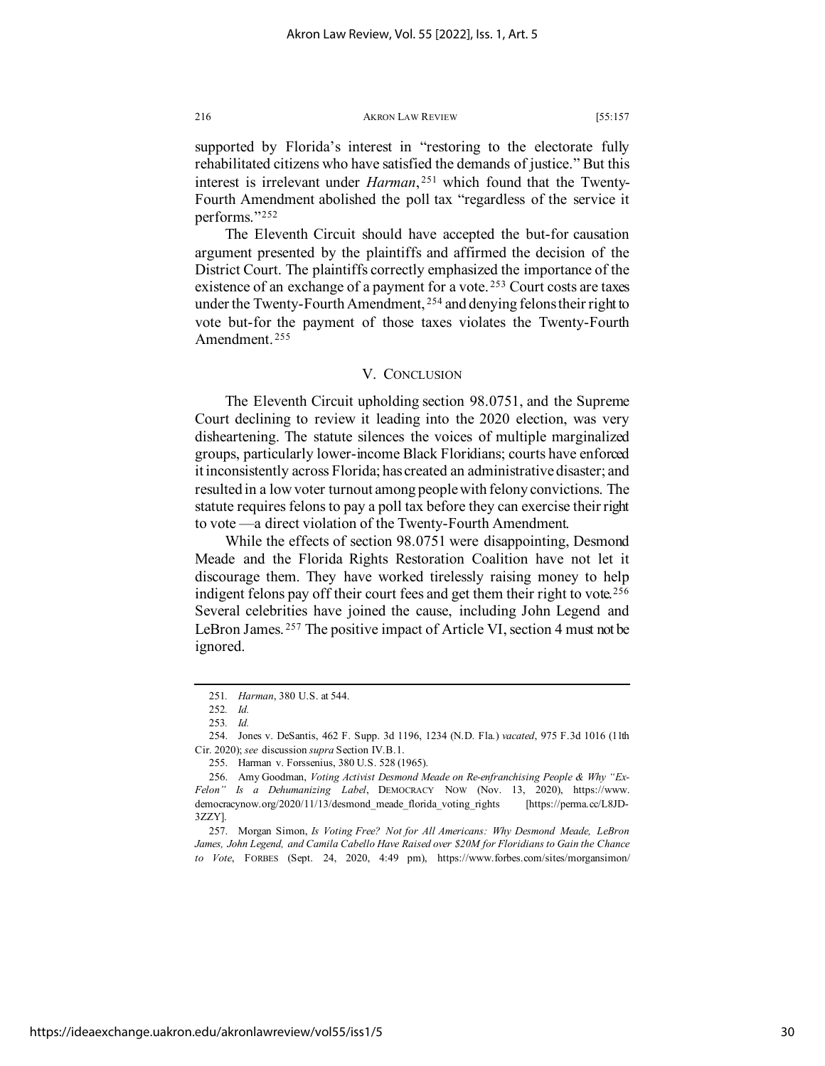supported by Florida's interest in "restoring to the electorate fully rehabilitated citizens who have satisfied the demands of justice." But this interest is irrelevant under *Harman*,[251] which found that the Twenty-Fourth Amendment abolished the poll tax "regardless of the service it performs."[252]

The Eleventh Circuit should have accepted the but-for causation argument presented by the plaintiffs and affirmed the decision of the District Court. The plaintiffs correctly emphasized the importance of the existence of an exchange of a payment for a vote.[253] Court costs are taxes under the Twenty-Fourth Amendment,[254] and denying felons their right to vote but-for the payment of those taxes violates the Twenty-Fourth Amendment.[255]

## V. CONCLUSION

The Eleventh Circuit upholding section 98.0751, and the Supreme Court declining to review it leading into the 2020 election, was very disheartening. The statute silences the voices of multiple marginalized groups, particularly lower-income Black Floridians; courts have enforced it inconsistently across Florida; has created an administrative disaster; and resulted in a low voter turnout among people with felony convictions. The statute requires felons to pay a poll tax before they can exercise their right to vote —a direct violation of the Twenty-Fourth Amendment.

While the effects of section 98.0751 were disappointing, Desmond Meade and the Florida Rights Restoration Coalition have not let it discourage them. They have worked tirelessly raising money to help indigent felons pay off their court fees and get them their right to vote.[256] Several celebrities have joined the cause, including John Legend and LeBron James.[257] The positive impact of Article VI, section 4 must not be ignored.

---

251. *Harman*, 380 U.S. at 544.

252. *Id.*

253. *Id.*

254. Jones v. DeSantis, 462 F. Supp. 3d 1196, 1234 (N.D. Fla.) *vacated*, 975 F.3d 1016 (11th Cir. 2020); *see* discussion *supra* Section IV.B.1.

255. Harman v. Forssenius, 380 U.S. 528 (1965).

256. Amy Goodman, *Voting Activist Desmond Meade on Re-enfranchising People & Why "Ex-Felon" Is a Dehumanizing Label*, DEMOCRACY NOW (Nov. 13, 2020), https://www.democracynow.org/2020/11/13/desmond_meade_florida_voting_rights [https://perma.cc/L8JD-3ZZY].

257. Morgan Simon, *Is Voting Free? Not for All Americans: Why Desmond Meade, LeBron James, John Legend, and Camila Cabello Have Raised over $20M for Floridians to Gain the Chance to Vote*, FORBES (Sept. 24, 2020, 4:49 pm), https://www.forbes.com/sites/morgansimon/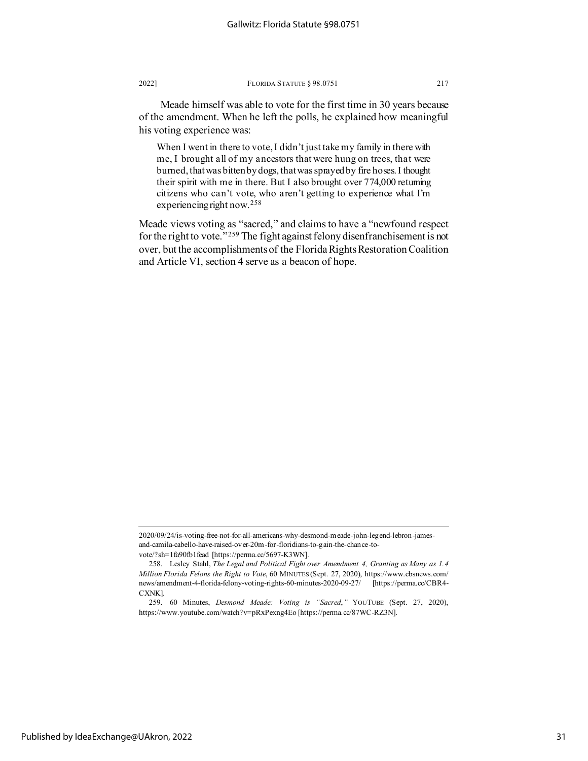Meade himself was able to vote for the first time in 30 years because of the amendment. When he left the polls, he explained how meaningful his voting experience was:

> When I went in there to vote, I didn't just take my family in there with me, I brought all of my ancestors that were hung on trees, that were burned, that was bitten by dogs, that was sprayed by fire hoses. I thought their spirit with me in there. But I also brought over 774,000 returning citizens who can't vote, who aren't getting to experience what I'm experiencing right now.[258]

Meade views voting as "sacred," and claims to have a "newfound respect for the right to vote."[259] The fight against felony disenfranchisement is not over, but the accomplishments of the Florida Rights Restoration Coalition and Article VI, section 4 serve as a beacon of hope.

---

2020/09/24/is-voting-free-not-for-all-americans-why-desmond-meade-john-legend-lebron-james-and-camila-cabello-have-raised-over-20m-for-floridians-to-gain-the-chance-to-vote/?sh=1fa90fb1fead [https://perma.cc/5697-K3WN].

258. Lesley Stahl, *The Legal and Political Fight over Amendment 4, Granting as Many as 1.4 Million Florida Felons the Right to Vote*, 60 MINUTES (Sept. 27, 2020), https://www.cbsnews.com/news/amendment-4-florida-felony-voting-rights-60-minutes-2020-09-27/ [https://perma.cc/CBR4-CXNK].

259. 60 Minutes, *Desmond Meade: Voting is "Sacred*,*"* YOUTUBE (Sept. 27, 2020), https://www.youtube.com/watch?v=pRxPexng4Eo [https://perma.cc/87WC-RZ3N].